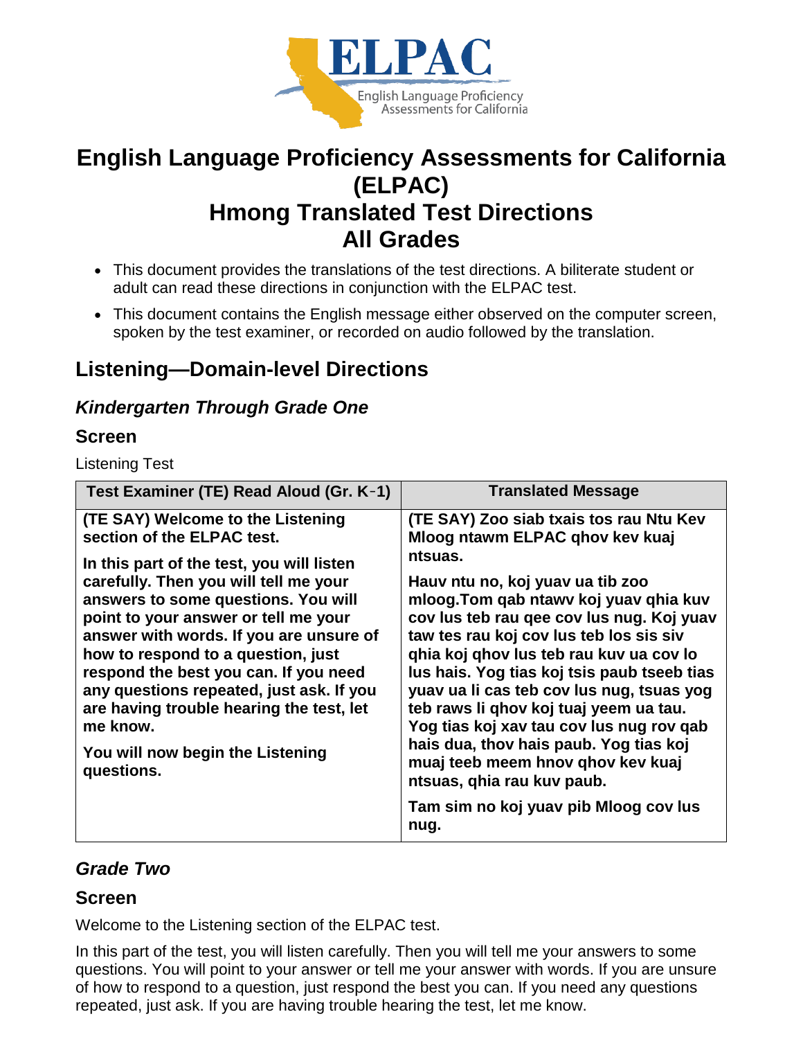# English Language Proficiency Assessments for California (ELPAC)
# Hmong Translated Test Directions
# All Grades

- This document provides the translations of the test directions. A biliterate student or adult can read these directions in conjunction with the ELPAC test.
- This document contains the English message either observed on the computer screen, spoken by the test examiner, or recorded on audio followed by the translation.

## Listening—Domain-level Directions

### *Kindergarten Through Grade One*

### Screen

Listening Test

| Test Examiner (TE) Read Aloud (Gr. K‑1) | Translated Message |
|---|---|
| **(TE SAY) Welcome to the Listening section of the ELPAC test.**<br><br>**In this part of the test, you will listen carefully. Then you will tell me your answers to some questions. You will point to your answer or tell me your answer with words. If you are unsure of how to respond to a question, just respond the best you can. If you need any questions repeated, just ask. If you are having trouble hearing the test, let me know.**<br><br>**You will now begin the Listening questions.** | **(TE SAY) Zoo siab txais tos rau Ntu Kev Mloog ntawm ELPAC qhov kev kuaj ntsuas.**<br><br>**Hauv ntu no, koj yuav ua tib zoo mloog.Tom qab ntawv koj yuav qhia kuv cov lus teb rau qee cov lus nug. Koj yuav taw tes rau koj cov lus teb los sis siv qhia koj qhov lus teb rau kuv ua cov lo lus hais. Yog tias koj tsis paub tseeb tias yuav ua li cas teb cov lus nug, tsuas yog teb raws li qhov koj tuaj yeem ua tau. Yog tias koj xav tau cov lus nug rov qab hais dua, thov hais paub. Yog tias koj muaj teeb meem hnov qhov kev kuaj ntsuas, qhia rau kuv paub.**<br><br>**Tam sim no koj yuav pib Mloog cov lus nug.** |

### *Grade Two*

### Screen

Welcome to the Listening section of the ELPAC test.

In this part of the test, you will listen carefully. Then you will tell me your answers to some questions. You will point to your answer or tell me your answer with words. If you are unsure of how to respond to a question, just respond the best you can. If you need any questions repeated, just ask. If you are having trouble hearing the test, let me know.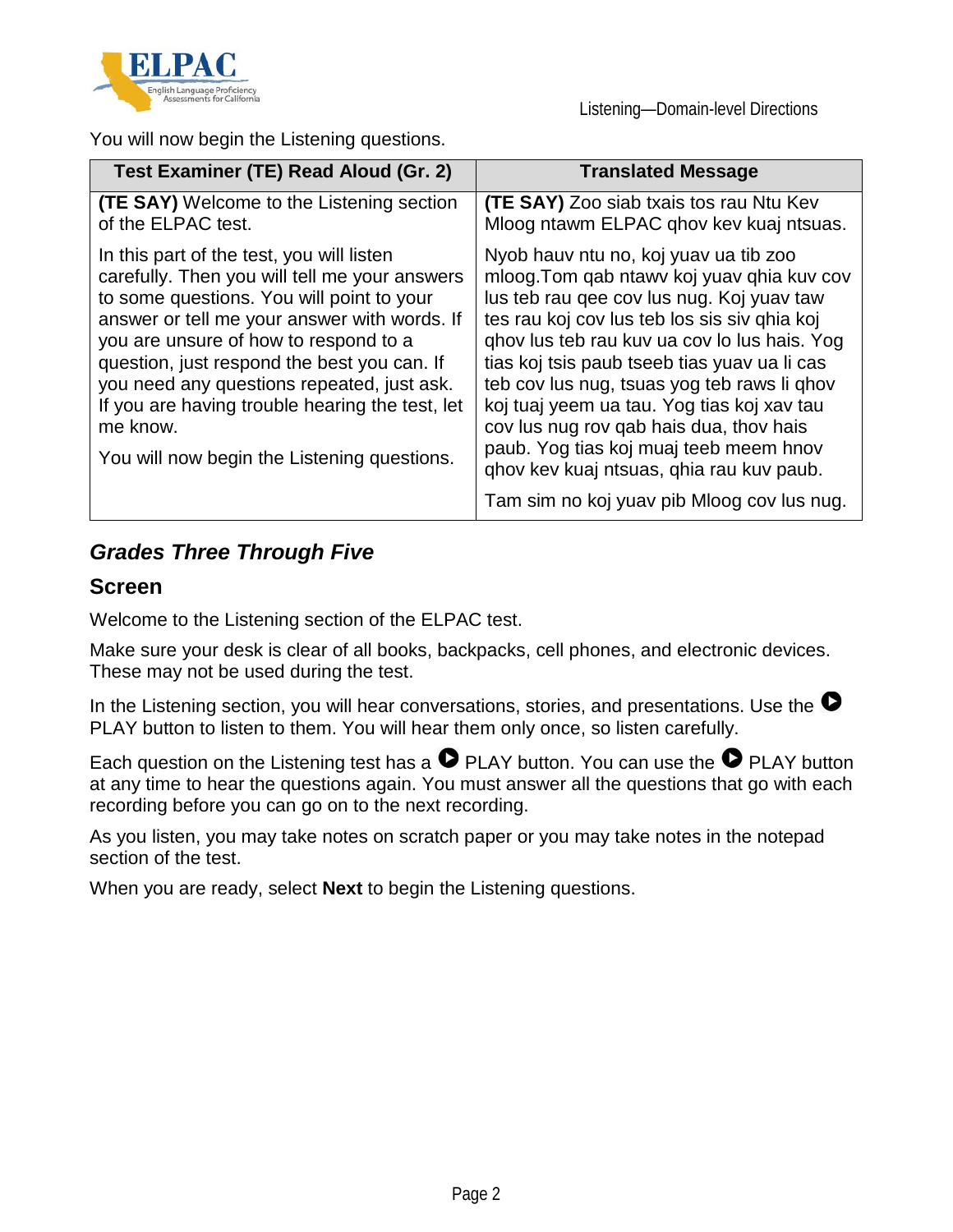You will now begin the Listening questions.

| Test Examiner (TE) Read Aloud (Gr. 2) | Translated Message |
|---|---|
| **(TE SAY)** Welcome to the Listening section of the ELPAC test. | **(TE SAY)** Zoo siab txais tos rau Ntu Kev Mloog ntawm ELPAC qhov kev kuaj ntsuas. |
| In this part of the test, you will listen carefully. Then you will tell me your answers to some questions. You will point to your answer or tell me your answer with words. If you are unsure of how to respond to a question, just respond the best you can. If you need any questions repeated, just ask. If you are having trouble hearing the test, let me know.<br><br>You will now begin the Listening questions. | Nyob hauv ntu no, koj yuav ua tib zoo mloog.Tom qab ntawv koj yuav qhia kuv cov lus teb rau qee cov lus nug. Koj yuav taw tes rau koj cov lus teb los sis siv qhia koj qhov lus teb rau kuv ua cov lo lus hais. Yog tias koj tsis paub tseeb tias yuav ua li cas teb cov lus nug, tsuas yog teb raws li qhov koj tuaj yeem ua tau. Yog tias koj xav tau cov lus nug rov qab hais dua, thov hais paub. Yog tias koj muaj teeb meem hnov qhov kev kuaj ntsuas, qhia rau kuv paub.<br><br>Tam sim no koj yuav pib Mloog cov lus nug. |

## *Grades Three Through Five*

### Screen

Welcome to the Listening section of the ELPAC test.

Make sure your desk is clear of all books, backpacks, cell phones, and electronic devices. These may not be used during the test.

In the Listening section, you will hear conversations, stories, and presentations. Use the ▶ PLAY button to listen to them. You will hear them only once, so listen carefully.

Each question on the Listening test has a ▶ PLAY button. You can use the ▶ PLAY button at any time to hear the questions again. You must answer all the questions that go with each recording before you can go on to the next recording.

As you listen, you may take notes on scratch paper or you may take notes in the notepad section of the test.

When you are ready, select **Next** to begin the Listening questions.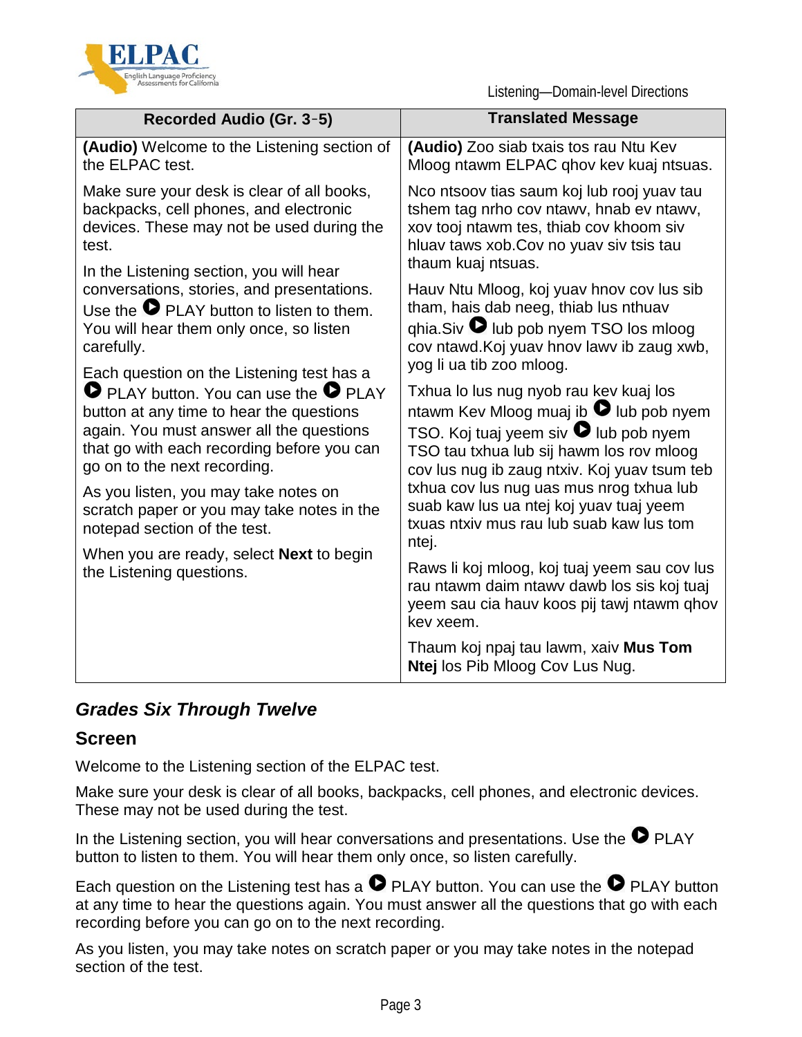| Recorded Audio (Gr. 3–5) | Translated Message |
|---|---|
| **(Audio)** Welcome to the Listening section of the ELPAC test. | **(Audio)** Zoo siab txais tos rau Ntu Kev Mloog ntawm ELPAC qhov kev kuaj ntsuas. |
| Make sure your desk is clear of all books, backpacks, cell phones, and electronic devices. These may not be used during the test. | Nco ntsoov tias saum koj lub rooj yuav tau tshem tag nrho cov ntawv, hnab ev ntawv, xov tooj ntawm tes, thiab cov khoom siv hluav taws xob.Cov no yuav siv tsis tau thaum kuaj ntsuas. |
| In the Listening section, you will hear conversations, stories, and presentations. Use the ▶ PLAY button to listen to them. You will hear them only once, so listen carefully. | Hauv Ntu Mloog, koj yuav hnov cov lus sib tham, hais dab neeg, thiab lus nthuav qhia.Siv ▶ lub pob nyem TSO los mloog cov ntawd.Koj yuav hnov lawv ib zaug xwb, yog li ua tib zoo mloog. |
| Each question on the Listening test has a ▶ PLAY button. You can use the ▶ PLAY button at any time to hear the questions again. You must answer all the questions that go with each recording before you can go on to the next recording. | Txhua lo lus nug nyob rau kev kuaj los ntawm Kev Mloog muaj ib ▶ lub pob nyem TSO. Koj tuaj yeem siv ▶ lub pob nyem TSO tau txhua lub sij hawm los rov mloog cov lus nug ib zaug ntxiv. Koj yuav tsum teb txhua cov lus nug uas mus nrog txhua lub suab kaw lus ua ntej koj yuav tuaj yeem txuas ntxiv mus rau lub suab kaw lus tom ntej. |
| As you listen, you may take notes on scratch paper or you may take notes in the notepad section of the test. | Raws li koj mloog, koj tuaj yeem sau cov lus rau ntawm daim ntawv dawb los sis koj tuaj yeem sau cia hauv koos pij tawj ntawm qhov kev xeem. |
| When you are ready, select **Next** to begin the Listening questions. | Thaum koj npaj tau lawm, xaiv **Mus Tom Ntej** los Pib Mloog Cov Lus Nug. |

## *Grades Six Through Twelve*

### Screen

Welcome to the Listening section of the ELPAC test.

Make sure your desk is clear of all books, backpacks, cell phones, and electronic devices. These may not be used during the test.

In the Listening section, you will hear conversations and presentations. Use the ▶ PLAY button to listen to them. You will hear them only once, so listen carefully.

Each question on the Listening test has a ▶ PLAY button. You can use the ▶ PLAY button at any time to hear the questions again. You must answer all the questions that go with each recording before you can go on to the next recording.

As you listen, you may take notes on scratch paper or you may take notes in the notepad section of the test.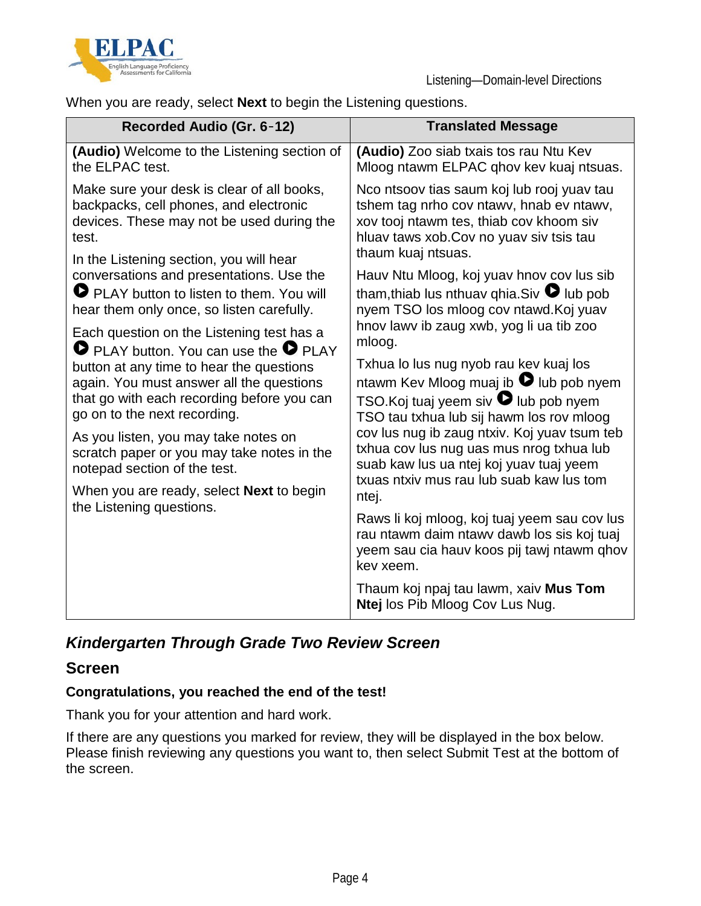When you are ready, select **Next** to begin the Listening questions.

| Recorded Audio (Gr. 6‑12) | Translated Message |
|---|---|
| **(Audio)** Welcome to the Listening section of the ELPAC test. | **(Audio)** Zoo siab txais tos rau Ntu Kev Mloog ntawm ELPAC qhov kev kuaj ntsuas. |
| Make sure your desk is clear of all books, backpacks, cell phones, and electronic devices. These may not be used during the test. | Nco ntsoov tias saum koj lub rooj yuav tau tshem tag nrho cov ntawv, hnab ev ntawv, xov tooj ntawm tes, thiab cov khoom siv hluav taws xob.Cov no yuav siv tsis tau thaum kuaj ntsuas. |
| In the Listening section, you will hear conversations and presentations. Use the ▶ PLAY button to listen to them. You will hear them only once, so listen carefully. | Hauv Ntu Mloog, koj yuav hnov cov lus sib tham,thiab lus nthuav qhia.Siv ▶ lub pob nyem TSO los mloog cov ntawd.Koj yuav hnov lawv ib zaug xwb, yog li ua tib zoo mloog. |
| Each question on the Listening test has a ▶ PLAY button. You can use the ▶ PLAY button at any time to hear the questions again. You must answer all the questions that go with each recording before you can go on to the next recording. | Txhua lo lus nug nyob rau kev kuaj los ntawm Kev Mloog muaj ib ▶ lub pob nyem TSO.Koj tuaj yeem siv ▶ lub pob nyem TSO tau txhua lub sij hawm los rov mloog cov lus nug ib zaug ntxiv. Koj yuav tsum teb txhua cov lus nug uas mus nrog txhua lub suab kaw lus ua ntej koj yuav tuaj yeem txuas ntxiv mus rau lub suab kaw lus tom ntej. |
| As you listen, you may take notes on scratch paper or you may take notes in the notepad section of the test. | Raws li koj mloog, koj tuaj yeem sau cov lus rau ntawm daim ntawv dawb los sis koj tuaj yeem sau cia hauv koos pij tawj ntawm qhov kev xeem. |
| When you are ready, select **Next** to begin the Listening questions. | Thaum koj npaj tau lawm, xaiv **Mus Tom Ntej** los Pib Mloog Cov Lus Nug. |

## *Kindergarten Through Grade Two Review Screen*

### Screen

**Congratulations, you reached the end of the test!**

Thank you for your attention and hard work.

If there are any questions you marked for review, they will be displayed in the box below. Please finish reviewing any questions you want to, then select Submit Test at the bottom of the screen.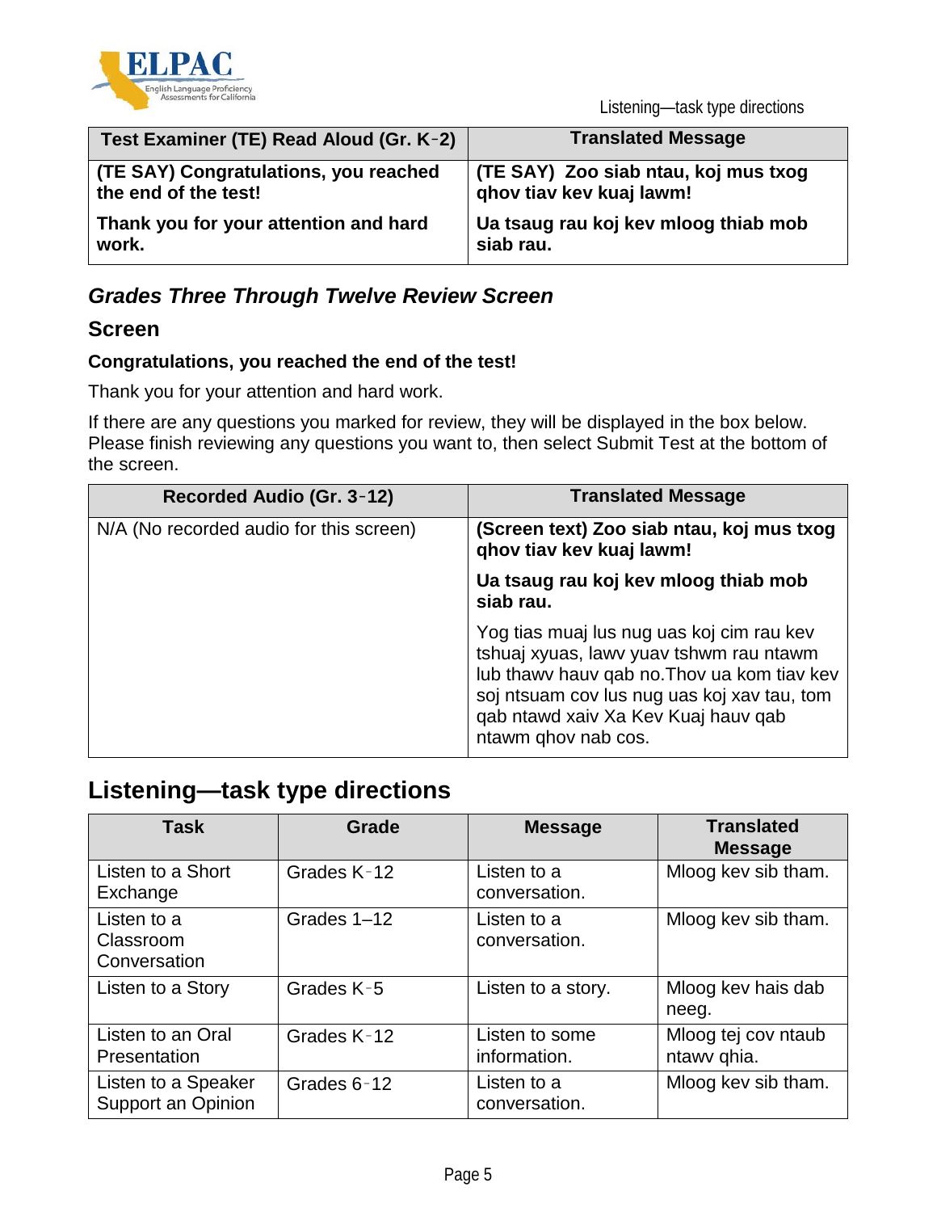| Test Examiner (TE) Read Aloud (Gr. K-2) | Translated Message |
|---|---|
| **(TE SAY) Congratulations, you reached the end of the test!** | **(TE SAY)  Zoo siab ntau, koj mus txog qhov tiav kev kuaj lawm!** |
| **Thank you for your attention and hard work.** | **Ua tsaug rau koj kev mloog thiab mob siab rau.** |

### *Grades Three Through Twelve Review Screen*

### Screen

**Congratulations, you reached the end of the test!**

Thank you for your attention and hard work.

If there are any questions you marked for review, they will be displayed in the box below. Please finish reviewing any questions you want to, then select Submit Test at the bottom of the screen.

| Recorded Audio (Gr. 3-12) | Translated Message |
|---|---|
| N/A (No recorded audio for this screen) | **(Screen text) Zoo siab ntau, koj mus txog qhov tiav kev kuaj lawm!** |
| | **Ua tsaug rau koj kev mloog thiab mob siab rau.** |
| | Yog tias muaj lus nug uas koj cim rau kev tshuaj xyuas, lawv yuav tshwm rau ntawm lub thawv hauv qab no.Thov ua kom tiav kev soj ntsuam cov lus nug uas koj xav tau, tom qab ntawd xaiv Xa Kev Kuaj hauv qab ntawm qhov nab cos. |

## Listening—task type directions

| Task | Grade | Message | Translated Message |
|---|---|---|---|
| Listen to a Short Exchange | Grades K-12 | Listen to a conversation. | Mloog kev sib tham. |
| Listen to a Classroom Conversation | Grades 1–12 | Listen to a conversation. | Mloog kev sib tham. |
| Listen to a Story | Grades K-5 | Listen to a story. | Mloog kev hais dab neeg. |
| Listen to an Oral Presentation | Grades K-12 | Listen to some information. | Mloog tej cov ntaub ntawv qhia. |
| Listen to a Speaker Support an Opinion | Grades 6-12 | Listen to a conversation. | Mloog kev sib tham. |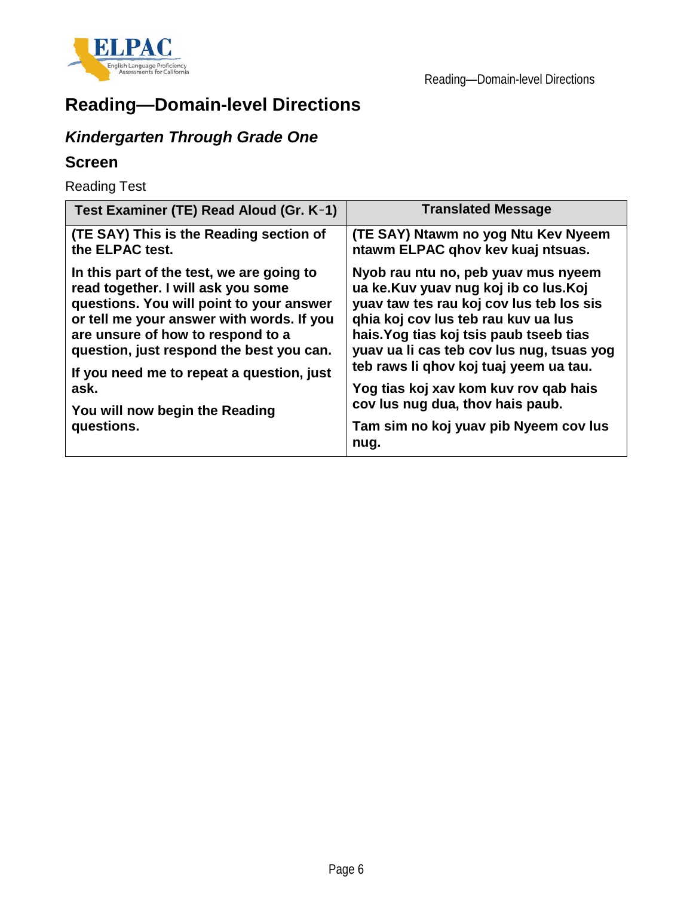# Reading—Domain-level Directions

## *Kindergarten Through Grade One*

### Screen

Reading Test

| Test Examiner (TE) Read Aloud (Gr. K-1) | Translated Message |
|---|---|
| **(TE SAY) This is the Reading section of the ELPAC test.**<br><br>**In this part of the test, we are going to read together. I will ask you some questions. You will point to your answer or tell me your answer with words. If you are unsure of how to respond to a question, just respond the best you can.**<br><br>**If you need me to repeat a question, just ask.**<br><br>**You will now begin the Reading questions.** | **(TE SAY) Ntawm no yog Ntu Kev Nyeem ntawm ELPAC qhov kev kuaj ntsuas.**<br><br>**Nyob rau ntu no, peb yuav mus nyeem ua ke.Kuv yuav nug koj ib co lus.Koj yuav taw tes rau koj cov lus teb los sis qhia koj cov lus teb rau kuv ua lus hais.Yog tias koj tsis paub tseeb tias yuav ua li cas teb cov lus nug, tsuas yog teb raws li qhov koj tuaj yeem ua tau.**<br><br>**Yog tias koj xav kom kuv rov qab hais cov lus nug dua, thov hais paub.**<br><br>**Tam sim no koj yuav pib Nyeem cov lus nug.** |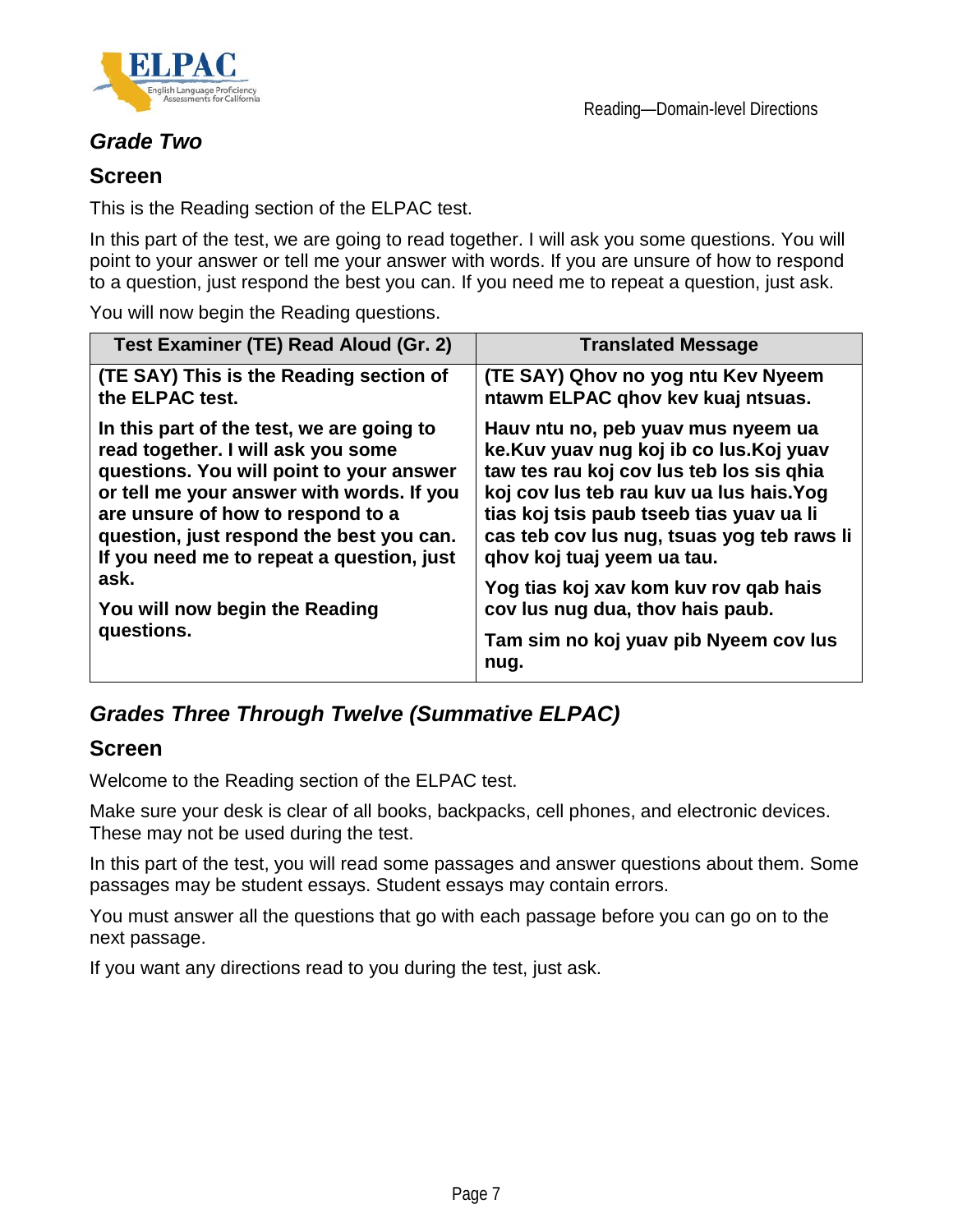### *Grade Two*

### Screen

This is the Reading section of the ELPAC test.

In this part of the test, we are going to read together. I will ask you some questions. You will point to your answer or tell me your answer with words. If you are unsure of how to respond to a question, just respond the best you can. If you need me to repeat a question, just ask.

You will now begin the Reading questions.

| Test Examiner (TE) Read Aloud (Gr. 2) | Translated Message |
| --- | --- |
| **(TE SAY) This is the Reading section of the ELPAC test.** | **(TE SAY) Qhov no yog ntu Kev Nyeem ntawm ELPAC qhov kev kuaj ntsuas.** |
| **In this part of the test, we are going to read together. I will ask you some questions. You will point to your answer or tell me your answer with words. If you are unsure of how to respond to a question, just respond the best you can. If you need me to repeat a question, just ask.**<br><br>**You will now begin the Reading questions.** | **Hauv ntu no, peb yuav mus nyeem ua ke.Kuv yuav nug koj ib co lus.Koj yuav taw tes rau koj cov lus teb los sis qhia koj cov lus teb rau kuv ua lus hais.Yog tias koj tsis paub tseeb tias yuav ua li cas teb cov lus nug, tsuas yog teb raws li qhov koj tuaj yeem ua tau.**<br><br>**Yog tias koj xav kom kuv rov qab hais cov lus nug dua, thov hais paub.**<br><br>**Tam sim no koj yuav pib Nyeem cov lus nug.** |

### *Grades Three Through Twelve (Summative ELPAC)*

### Screen

Welcome to the Reading section of the ELPAC test.

Make sure your desk is clear of all books, backpacks, cell phones, and electronic devices. These may not be used during the test.

In this part of the test, you will read some passages and answer questions about them. Some passages may be student essays. Student essays may contain errors.

You must answer all the questions that go with each passage before you can go on to the next passage.

If you want any directions read to you during the test, just ask.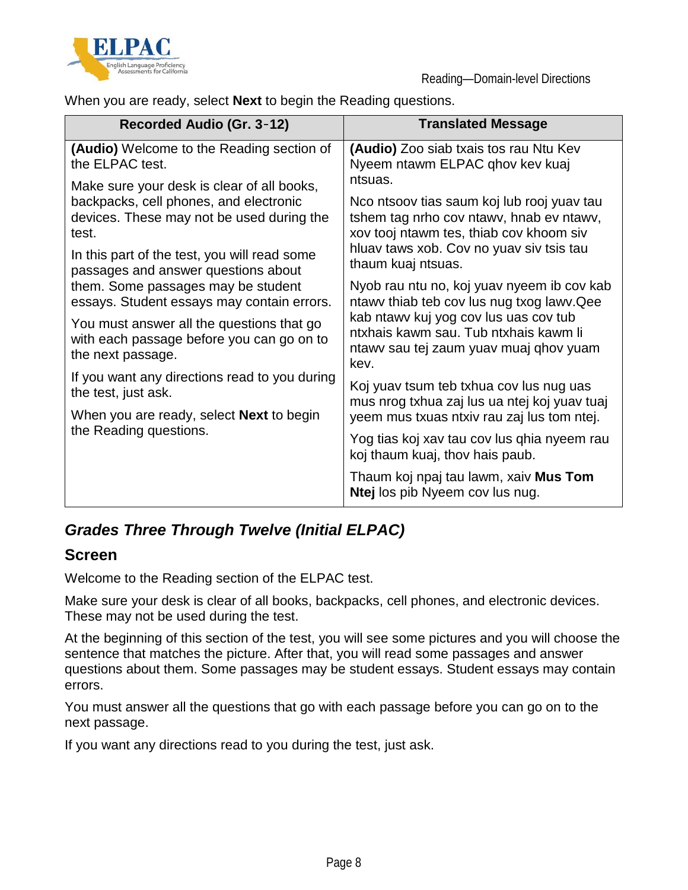When you are ready, select **Next** to begin the Reading questions.

| Recorded Audio (Gr. 3-12) | Translated Message |
|---|---|
| **(Audio)** Welcome to the Reading section of the ELPAC test.<br><br>Make sure your desk is clear of all books, backpacks, cell phones, and electronic devices. These may not be used during the test.<br><br>In this part of the test, you will read some passages and answer questions about them. Some passages may be student essays. Student essays may contain errors.<br><br>You must answer all the questions that go with each passage before you can go on to the next passage.<br><br>If you want any directions read to you during the test, just ask.<br><br>When you are ready, select **Next** to begin the Reading questions. | **(Audio)** Zoo siab txais tos rau Ntu Kev Nyeem ntawm ELPAC qhov kev kuaj ntsuas.<br><br>Nco ntsoov tias saum koj lub rooj yuav tau tshem tag nrho cov ntawv, hnab ev ntawv, xov tooj ntawm tes, thiab cov khoom siv hluav taws xob. Cov no yuav siv tsis tau thaum kuaj ntsuas.<br><br>Nyob rau ntu no, koj yuav nyeem ib cov kab ntawv thiab teb cov lus nug txog lawv.Qee kab ntawv kuj yog cov lus uas cov tub ntxhais kawm sau. Tub ntxhais kawm li ntawv sau tej zaum yuav muaj qhov yuam kev.<br><br>Koj yuav tsum teb txhua cov lus nug uas mus nrog txhua zaj lus ua ntej koj yuav tuaj yeem mus txuas ntxiv rau zaj lus tom ntej.<br><br>Yog tias koj xav tau cov lus qhia nyeem rau koj thaum kuaj, thov hais paub.<br><br>Thaum koj npaj tau lawm, xaiv **Mus Tom Ntej** los pib Nyeem cov lus nug. |

## *Grades Three Through Twelve (Initial ELPAC)*

### Screen

Welcome to the Reading section of the ELPAC test.

Make sure your desk is clear of all books, backpacks, cell phones, and electronic devices. These may not be used during the test.

At the beginning of this section of the test, you will see some pictures and you will choose the sentence that matches the picture. After that, you will read some passages and answer questions about them. Some passages may be student essays. Student essays may contain errors.

You must answer all the questions that go with each passage before you can go on to the next passage.

If you want any directions read to you during the test, just ask.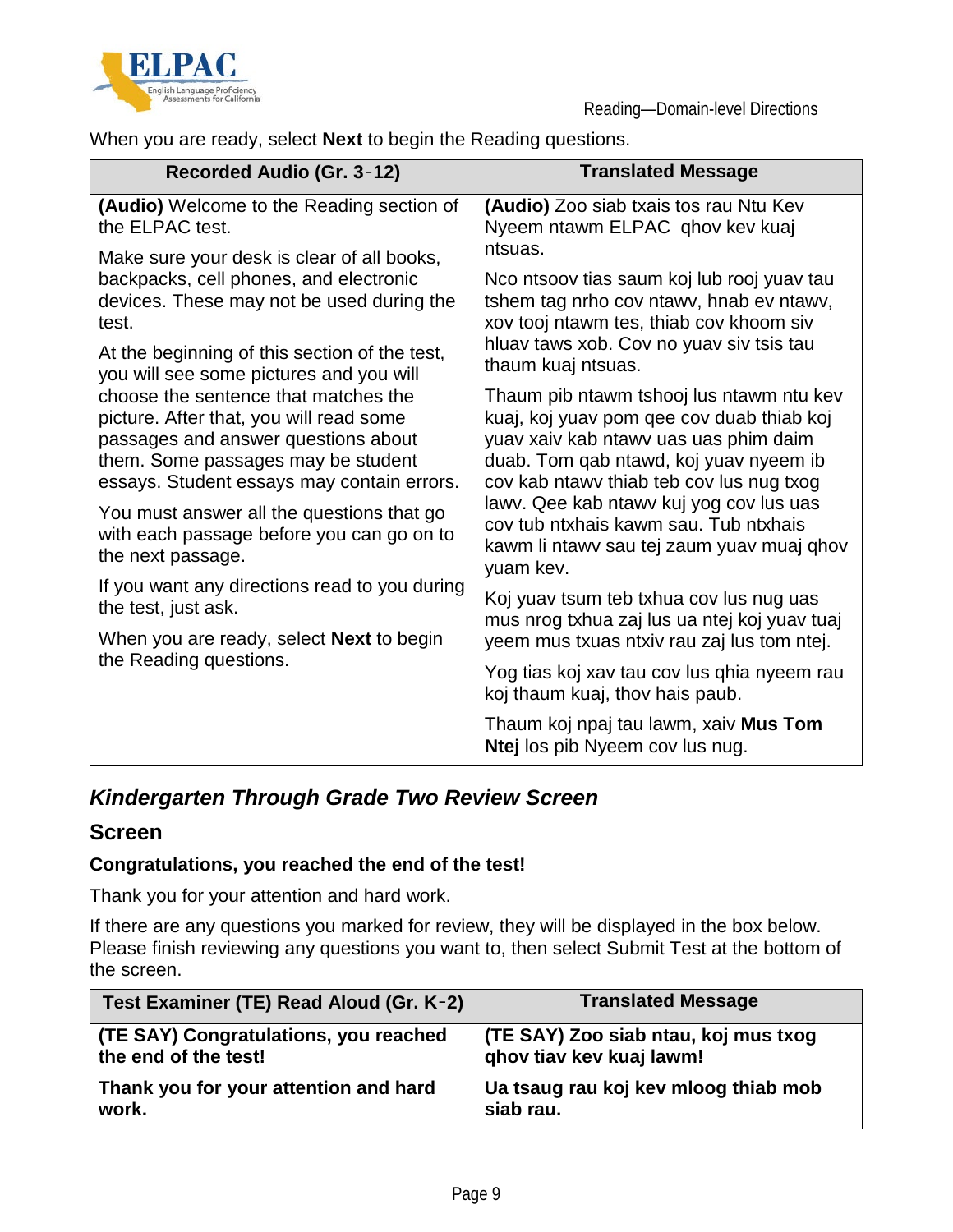When you are ready, select **Next** to begin the Reading questions.

| Recorded Audio (Gr. 3-12) | Translated Message |
|---|---|
| **(Audio)** Welcome to the Reading section of the ELPAC test.<br><br>Make sure your desk is clear of all books, backpacks, cell phones, and electronic devices. These may not be used during the test.<br><br>At the beginning of this section of the test, you will see some pictures and you will choose the sentence that matches the picture. After that, you will read some passages and answer questions about them. Some passages may be student essays. Student essays may contain errors.<br><br>You must answer all the questions that go with each passage before you can go on to the next passage.<br><br>If you want any directions read to you during the test, just ask.<br><br>When you are ready, select **Next** to begin the Reading questions. | **(Audio)** Zoo siab txais tos rau Ntu Kev Nyeem ntawm ELPAC qhov kev kuaj ntsuas.<br><br>Nco ntsoov tias saum koj lub rooj yuav tau tshem tag nrho cov ntawv, hnab ev ntawv, xov tooj ntawm tes, thiab cov khoom siv hluav taws xob. Cov no yuav siv tsis tau thaum kuaj ntsuas.<br><br>Thaum pib ntawm tshooj lus ntawm ntu kev kuaj, koj yuav pom qee cov duab thiab koj yuav xaiv kab ntawv uas uas phim daim duab. Tom qab ntawd, koj yuav nyeem ib cov kab ntawv thiab teb cov lus nug txog lawv. Qee kab ntawv kuj yog cov lus uas cov tub ntxhais kawm sau. Tub ntxhais kawm li ntawv sau tej zaum yuav muaj qhov yuam kev.<br><br>Koj yuav tsum teb txhua cov lus nug uas mus nrog txhua zaj lus ua ntej koj yuav tuaj yeem mus txuas ntxiv rau zaj lus tom ntej.<br><br>Yog tias koj xav tau cov lus qhia nyeem rau koj thaum kuaj, thov hais paub.<br><br>Thaum koj npaj tau lawm, xaiv **Mus Tom Ntej** los pib Nyeem cov lus nug. |

## *Kindergarten Through Grade Two Review Screen*

### Screen

**Congratulations, you reached the end of the test!**

Thank you for your attention and hard work.

If there are any questions you marked for review, they will be displayed in the box below. Please finish reviewing any questions you want to, then select Submit Test at the bottom of the screen.

| Test Examiner (TE) Read Aloud (Gr. K-2) | Translated Message |
|---|---|
| **(TE SAY) Congratulations, you reached the end of the test!**<br><br>**Thank you for your attention and hard work.** | **(TE SAY) Zoo siab ntau, koj mus txog qhov tiav kev kuaj lawm!**<br><br>**Ua tsaug rau koj kev mloog thiab mob siab rau.** |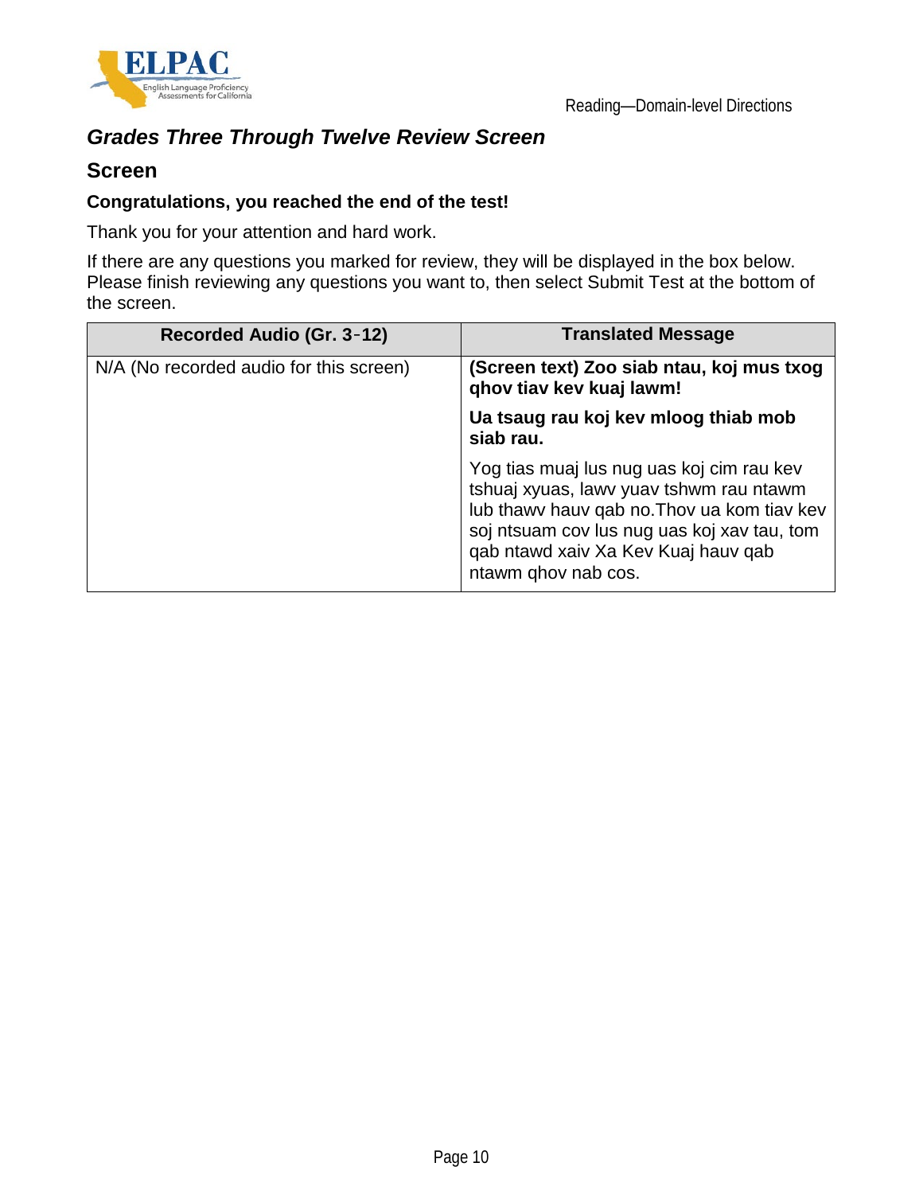## *Grades Three Through Twelve Review Screen*

## Screen

**Congratulations, you reached the end of the test!**

Thank you for your attention and hard work.

If there are any questions you marked for review, they will be displayed in the box below. Please finish reviewing any questions you want to, then select Submit Test at the bottom of the screen.

| Recorded Audio (Gr. 3-12) | Translated Message |
|---|---|
| N/A (No recorded audio for this screen) | **(Screen text) Zoo siab ntau, koj mus txog qhov tiav kev kuaj lawm!** <br><br> **Ua tsaug rau koj kev mloog thiab mob siab rau.** <br><br> Yog tias muaj lus nug uas koj cim rau kev tshuaj xyuas, lawv yuav tshwm rau ntawm lub thawv hauv qab no.Thov ua kom tiav kev soj ntsuam cov lus nug uas koj xav tau, tom qab ntawd xaiv Xa Kev Kuaj hauv qab ntawm qhov nab cos. |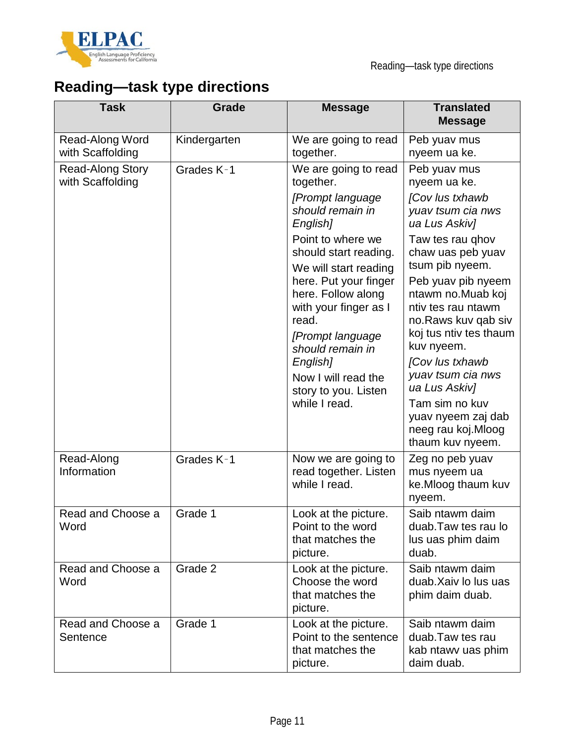# Reading—task type directions

| Task | Grade | Message | Translated Message |
|---|---|---|---|
| Read-Along Word with Scaffolding | Kindergarten | We are going to read together. | Peb yuav mus nyeem ua ke. |
| Read-Along Story with Scaffolding | Grades K–1 | We are going to read together. *[Prompt language should remain in English]* Point to where we should start reading. We will start reading here. Put your finger here. Follow along with your finger as I read. *[Prompt language should remain in English]* Now I will read the story to you. Listen while I read. | Peb yuav mus nyeem ua ke. *[Cov lus txhawb yuav tsum cia nws ua Lus Askiv]* Taw tes rau qhov chaw uas peb yuav tsum pib nyeem. Peb yuav pib nyeem ntawm no.Muab koj ntiv tes rau ntawm no.Raws kuv qab siv koj tus ntiv tes thaum kuv nyeem. *[Cov lus txhawb yuav tsum cia nws ua Lus Askiv]* Tam sim no kuv yuav nyeem zaj dab neeg rau koj.Mloog thaum kuv nyeem. |
| Read-Along Information | Grades K–1 | Now we are going to read together. Listen while I read. | Zeg no peb yuav mus nyeem ua ke.Mloog thaum kuv nyeem. |
| Read and Choose a Word | Grade 1 | Look at the picture. Point to the word that matches the picture. | Saib ntawm daim duab.Taw tes rau lo lus uas phim daim duab. |
| Read and Choose a Word | Grade 2 | Look at the picture. Choose the word that matches the picture. | Saib ntawm daim duab.Xaiv lo lus uas phim daim duab. |
| Read and Choose a Sentence | Grade 1 | Look at the picture. Point to the sentence that matches the picture. | Saib ntawm daim duab.Taw tes rau kab ntawv uas phim daim duab. |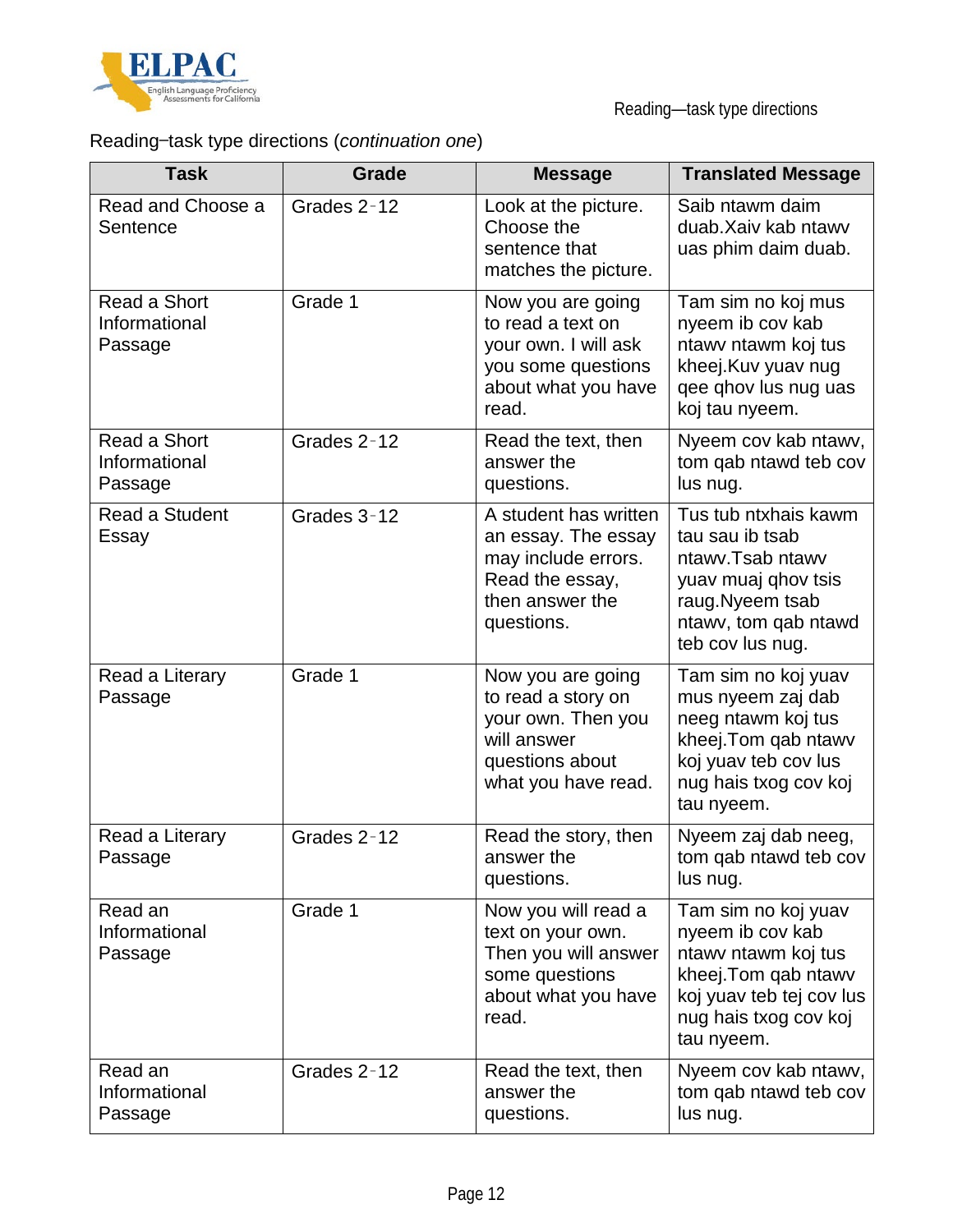Reading–task type directions (*continuation one*)

| Task | Grade | Message | Translated Message |
| --- | --- | --- | --- |
| Read and Choose a Sentence | Grades 2-12 | Look at the picture. Choose the sentence that matches the picture. | Saib ntawm daim duab.Xaiv kab ntawv uas phim daim duab. |
| Read a Short Informational Passage | Grade 1 | Now you are going to read a text on your own. I will ask you some questions about what you have read. | Tam sim no koj mus nyeem ib cov kab ntawv ntawm koj tus kheej.Kuv yuav nug qee qhov lus nug uas koj tau nyeem. |
| Read a Short Informational Passage | Grades 2-12 | Read the text, then answer the questions. | Nyeem cov kab ntawv, tom qab ntawd teb cov lus nug. |
| Read a Student Essay | Grades 3-12 | A student has written an essay. The essay may include errors. Read the essay, then answer the questions. | Tus tub ntxhais kawm tau sau ib tsab ntawv.Tsab ntawv yuav muaj qhov tsis raug.Nyeem tsab ntawv, tom qab ntawd teb cov lus nug. |
| Read a Literary Passage | Grade 1 | Now you are going to read a story on your own. Then you will answer questions about what you have read. | Tam sim no koj yuav mus nyeem zaj dab neeg ntawm koj tus kheej.Tom qab ntawv koj yuav teb cov lus nug hais txog cov koj tau nyeem. |
| Read a Literary Passage | Grades 2-12 | Read the story, then answer the questions. | Nyeem zaj dab neeg, tom qab ntawd teb cov lus nug. |
| Read an Informational Passage | Grade 1 | Now you will read a text on your own. Then you will answer some questions about what you have read. | Tam sim no koj yuav nyeem ib cov kab ntawv ntawm koj tus kheej.Tom qab ntawv koj yuav teb tej cov lus nug hais txog cov koj tau nyeem. |
| Read an Informational Passage | Grades 2-12 | Read the text, then answer the questions. | Nyeem cov kab ntawv, tom qab ntawd teb cov lus nug. |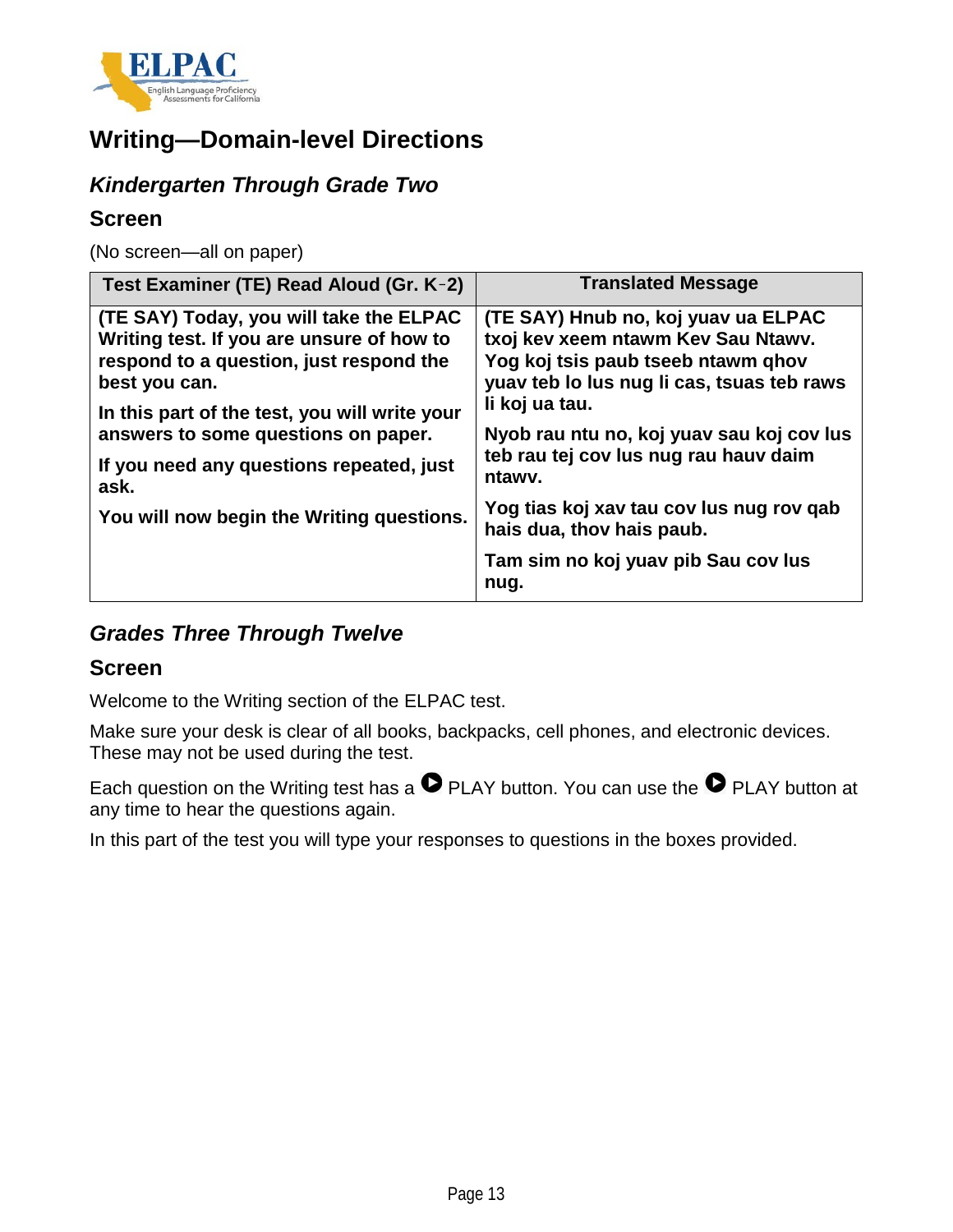## Writing—Domain-level Directions

### *Kindergarten Through Grade Two*

#### Screen

(No screen—all on paper)

| Test Examiner (TE) Read Aloud (Gr. K-2) | Translated Message |
|---|---|
| **(TE SAY) Today, you will take the ELPAC Writing test. If you are unsure of how to respond to a question, just respond the best you can.**<br><br>**In this part of the test, you will write your answers to some questions on paper.**<br><br>**If you need any questions repeated, just ask.**<br><br>**You will now begin the Writing questions.** | **(TE SAY) Hnub no, koj yuav ua ELPAC txoj kev xeem ntawm Kev Sau Ntawv. Yog koj tsis paub tseeb ntawm qhov yuav teb lo lus nug li cas, tsuas teb raws li koj ua tau.**<br><br>**Nyob rau ntu no, koj yuav sau koj cov lus teb rau tej cov lus nug rau hauv daim ntawv.**<br><br>**Yog tias koj xav tau cov lus nug rov qab hais dua, thov hais paub.**<br><br>**Tam sim no koj yuav pib Sau cov lus nug.** |

### *Grades Three Through Twelve*

#### Screen

Welcome to the Writing section of the ELPAC test.

Make sure your desk is clear of all books, backpacks, cell phones, and electronic devices. These may not be used during the test.

Each question on the Writing test has a ▶ PLAY button. You can use the ▶ PLAY button at any time to hear the questions again.

In this part of the test you will type your responses to questions in the boxes provided.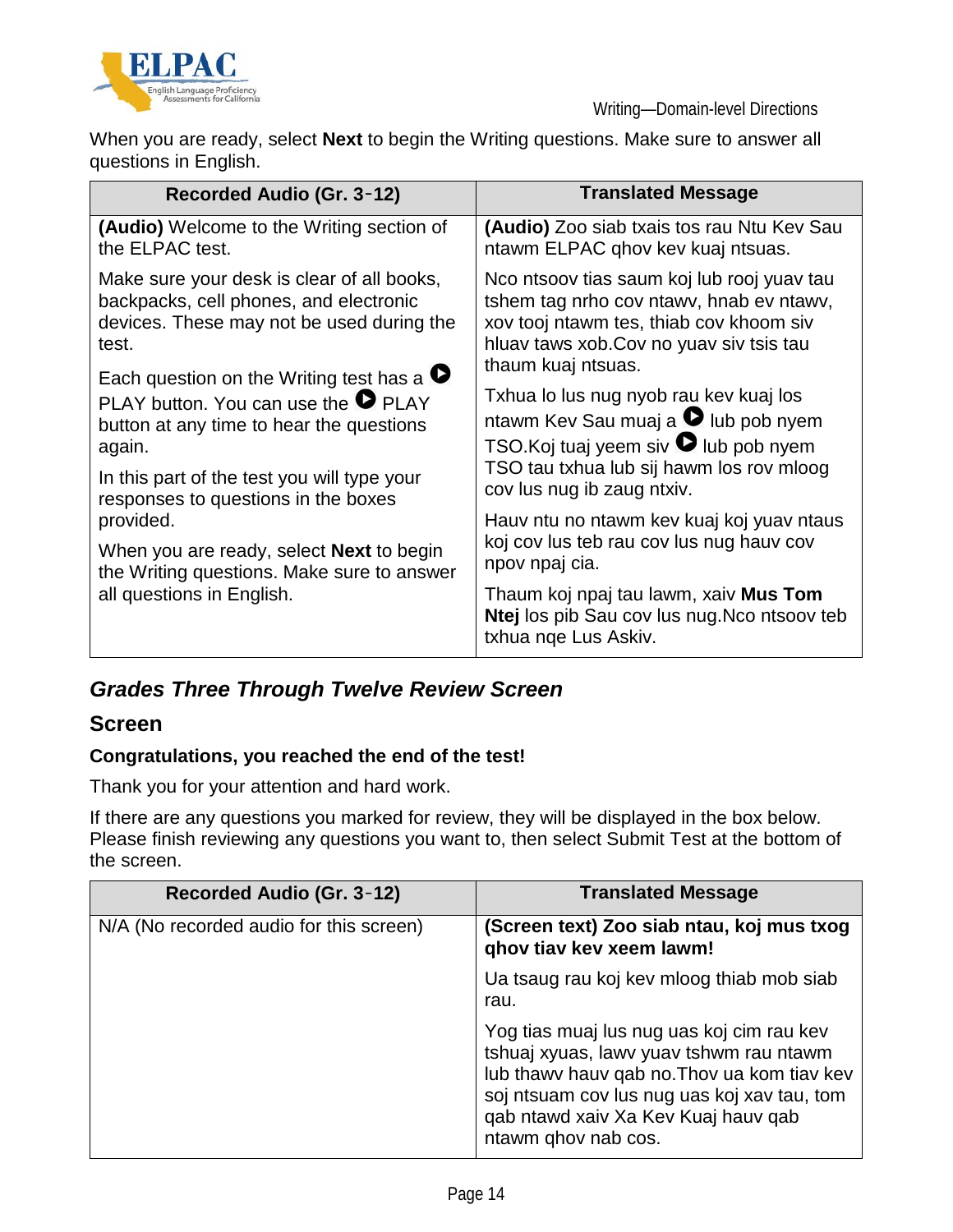When you are ready, select **Next** to begin the Writing questions. Make sure to answer all questions in English.

| Recorded Audio (Gr. 3-12) | Translated Message |
|---|---|
| **(Audio)** Welcome to the Writing section of the ELPAC test. | **(Audio)** Zoo siab txais tos rau Ntu Kev Sau ntawm ELPAC qhov kev kuaj ntsuas. |
| Make sure your desk is clear of all books, backpacks, cell phones, and electronic devices. These may not be used during the test. | Nco ntsoov tias saum koj lub rooj yuav tau tshem tag nrho cov ntawv, hnab ev ntawv, xov tooj ntawm tes, thiab cov khoom siv hluav taws xob.Cov no yuav siv tsis tau thaum kuaj ntsuas. |
| Each question on the Writing test has a ▶ PLAY button. You can use the ▶ PLAY button at any time to hear the questions again. | Txhua lo lus nug nyob rau kev kuaj los ntawm Kev Sau muaj a ▶ lub pob nyem TSO.Koj tuaj yeem siv ▶ lub pob nyem TSO tau txhua lub sij hawm los rov mloog cov lus nug ib zaug ntxiv. |
| In this part of the test you will type your responses to questions in the boxes provided. | Hauv ntu no ntawm kev kuaj koj yuav ntaus koj cov lus teb rau cov lus nug hauv cov npov npaj cia. |
| When you are ready, select **Next** to begin the Writing questions. Make sure to answer all questions in English. | Thaum koj npaj tau lawm, xaiv **Mus Tom Ntej** los pib Sau cov lus nug.Nco ntsoov teb txhua nqe Lus Askiv. |

## *Grades Three Through Twelve Review Screen*

### Screen

**Congratulations, you reached the end of the test!**

Thank you for your attention and hard work.

If there are any questions you marked for review, they will be displayed in the box below. Please finish reviewing any questions you want to, then select Submit Test at the bottom of the screen.

| Recorded Audio (Gr. 3-12) | Translated Message |
|---|---|
| N/A (No recorded audio for this screen) | **(Screen text) Zoo siab ntau, koj mus txog qhov tiav kev xeem lawm!** |
| | Ua tsaug rau koj kev mloog thiab mob siab rau. |
| | Yog tias muaj lus nug uas koj cim rau kev tshuaj xyuas, lawv yuav tshwm rau ntawm lub thawv hauv qab no.Thov ua kom tiav kev soj ntsuam cov lus nug uas koj xav tau, tom qab ntawd xaiv Xa Kev Kuaj hauv qab ntawm qhov nab cos. |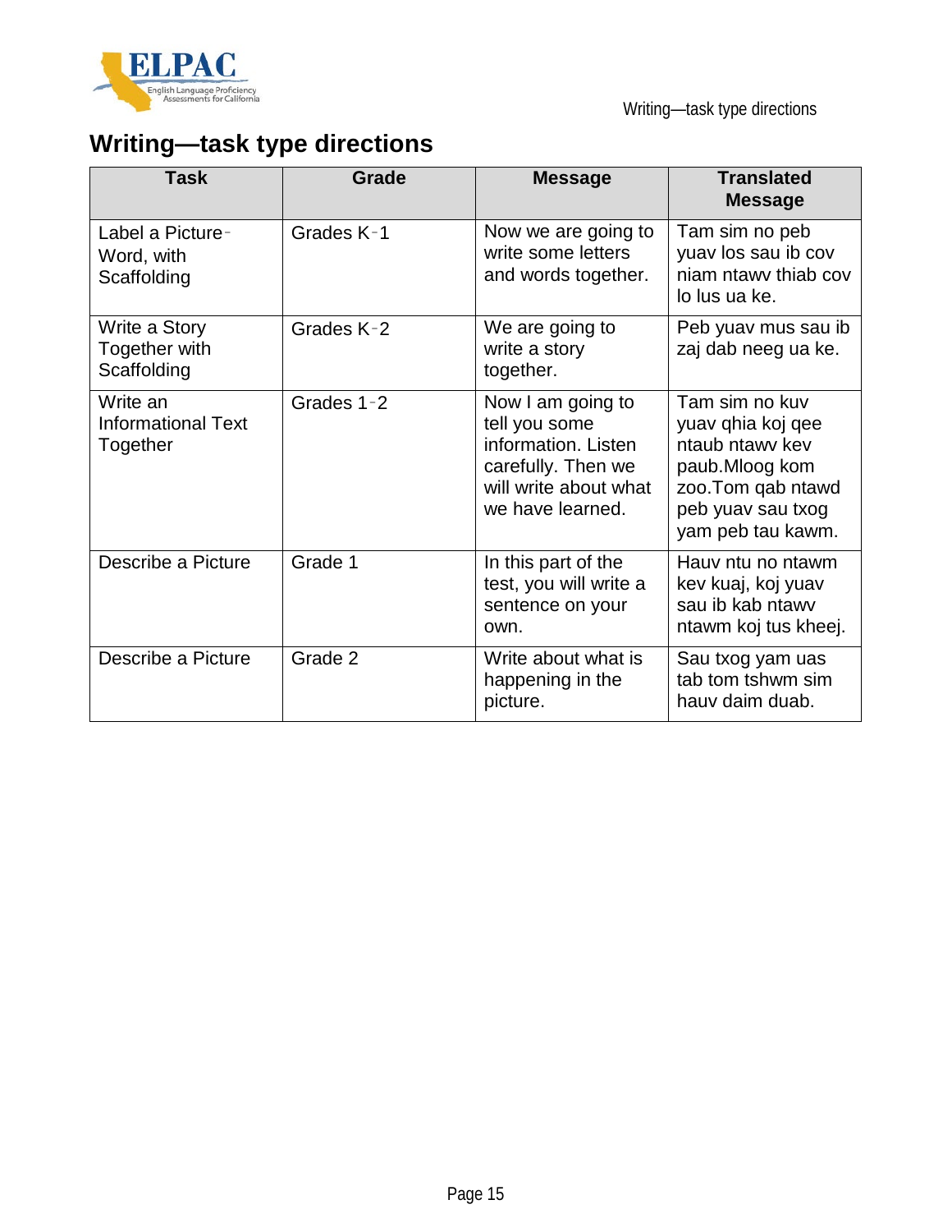# Writing—task type directions

| Task | Grade | Message | Translated Message |
|---|---|---|---|
| Label a Picture-Word, with Scaffolding | Grades K-1 | Now we are going to write some letters and words together. | Tam sim no peb yuav los sau ib cov niam ntawv thiab cov lo lus ua ke. |
| Write a Story Together with Scaffolding | Grades K-2 | We are going to write a story together. | Peb yuav mus sau ib zaj dab neeg ua ke. |
| Write an Informational Text Together | Grades 1-2 | Now I am going to tell you some information. Listen carefully. Then we will write about what we have learned. | Tam sim no kuv yuav qhia koj qee ntaub ntawv kev paub.Mloog kom zoo.Tom qab ntawd peb yuav sau txog yam peb tau kawm. |
| Describe a Picture | Grade 1 | In this part of the test, you will write a sentence on your own. | Hauv ntu no ntawm kev kuaj, koj yuav sau ib kab ntawv ntawm koj tus kheej. |
| Describe a Picture | Grade 2 | Write about what is happening in the picture. | Sau txog yam uas tab tom tshwm sim hauv daim duab. |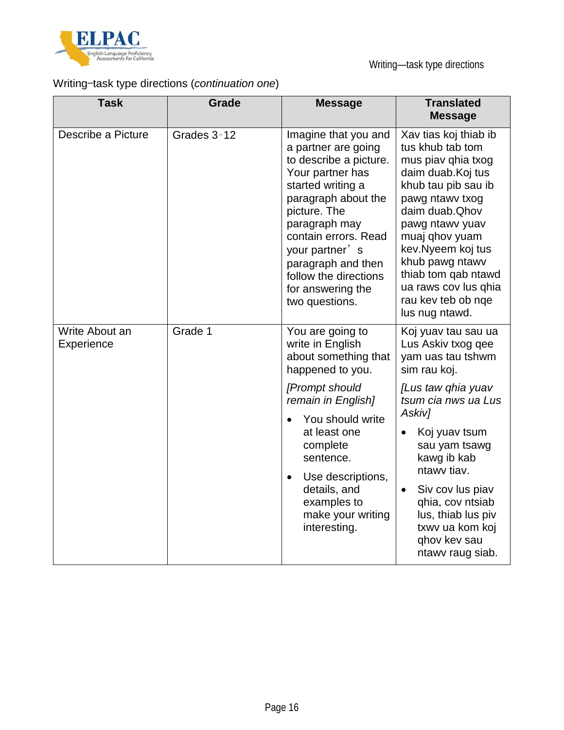Writing–task type directions (*continuation one*)

| Task | Grade | Message | Translated Message |
|---|---|---|---|
| Describe a Picture | Grades 3-12 | Imagine that you and a partner are going to describe a picture. Your partner has started writing a paragraph about the picture. The paragraph may contain errors. Read your partner's paragraph and then follow the directions for answering the two questions. | Xav tias koj thiab ib tus khub tab tom mus piav qhia txog daim duab.Koj tus khub tau pib sau ib pawg ntawv txog daim duab.Qhov pawg ntawv yuav muaj qhov yuam kev.Nyeem koj tus khub pawg ntawv thiab tom qab ntawd ua raws cov lus qhia rau kev teb ob nqe lus nug ntawd. |
| Write About an Experience | Grade 1 | You are going to write in English about something that happened to you.<br>*[Prompt should remain in English]*<br>• You should write at least one complete sentence.<br>• Use descriptions, details, and examples to make your writing interesting. | Koj yuav tau sau ua Lus Askiv txog qee yam uas tau tshwm sim rau koj.<br>*[Lus taw qhia yuav tsum cia nws ua Lus Askiv]*<br>• Koj yuav tsum sau yam tsawg kawg ib kab ntawv tiav.<br>• Siv cov lus piav qhia, cov ntsiab lus, thiab lus piv txwv ua kom koj qhov kev sau ntawv raug siab. |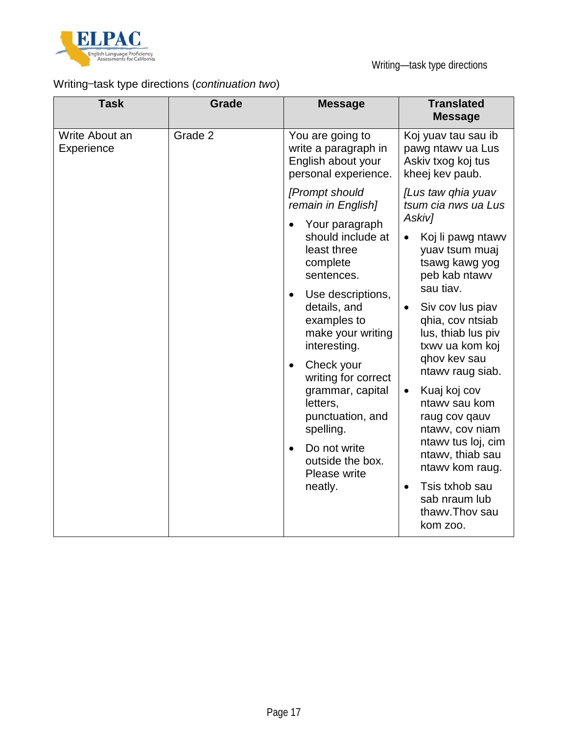Writing–task type directions (*continuation two*)

| Task | Grade | Message | Translated Message |
|---|---|---|---|
| Write About an Experience | Grade 2 | You are going to write a paragraph in English about your personal experience. *[Prompt should remain in English]* <br>• Your paragraph should include at least three complete sentences. <br>• Use descriptions, details, and examples to make your writing interesting. <br>• Check your writing for correct grammar, capital letters, punctuation, and spelling. <br>• Do not write outside the box. Please write neatly. | Koj yuav tau sau ib pawg ntawv ua Lus Askiv txog koj tus kheej kev paub. *[Lus taw qhia yuav tsum cia nws ua Lus Askiv]* <br>• Koj li pawg ntawv yuav tsum muaj tsawg kawg yog peb kab ntawv sau tiav. <br>• Siv cov lus piav qhia, cov ntsiab lus, thiab lus piv txwv ua kom koj qhov kev sau ntawv raug siab. <br>• Kuaj koj cov ntawv sau kom raug cov qauv ntawv, cov niam ntawv tus loj, cim ntawv, thiab sau ntawv kom raug. <br>• Tsis txhob sau sab nraum lub thawv.Thov sau kom zoo. |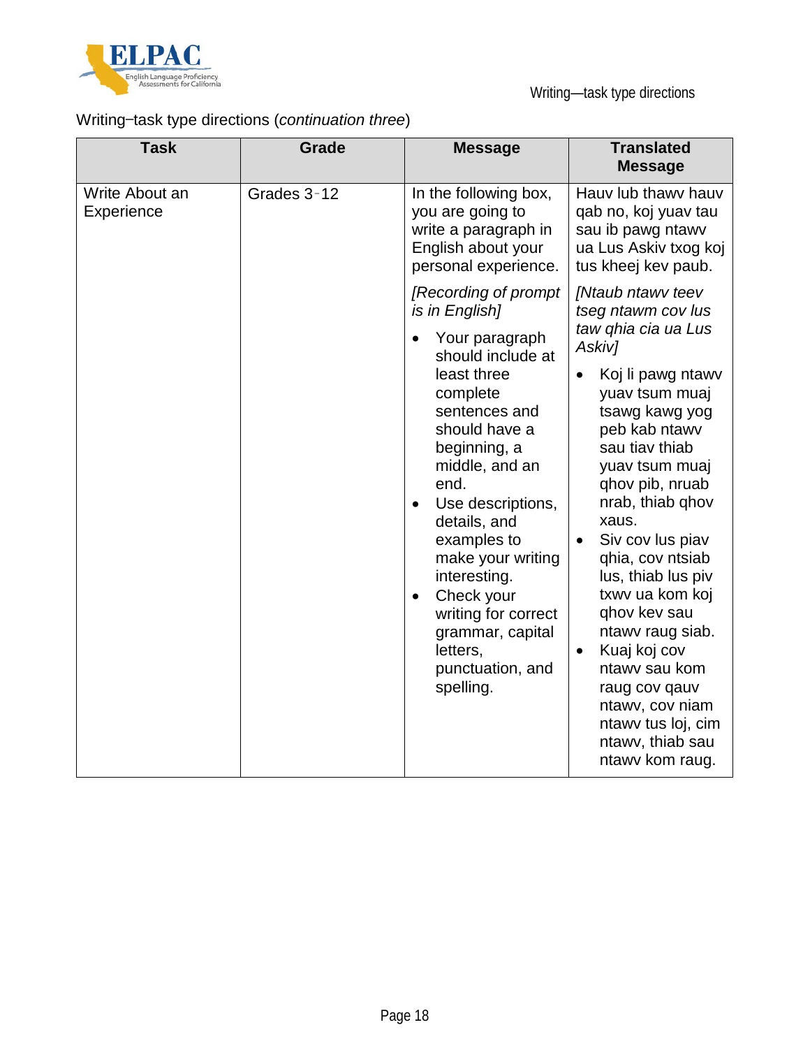Writing–task type directions (*continuation three*)

| Task | Grade | Message | Translated Message |
|---|---|---|---|
| Write About an Experience | Grades 3–12 | In the following box, you are going to write a paragraph in English about your personal experience.<br><br>*[Recording of prompt is in English]*<br><br>• Your paragraph should include at least three complete sentences and should have a beginning, a middle, and an end.<br>• Use descriptions, details, and examples to make your writing interesting.<br>• Check your writing for correct grammar, capital letters, punctuation, and spelling. | Hauv lub thawv hauv qab no, koj yuav tau sau ib pawg ntawv ua Lus Askiv txog koj tus kheej kev paub.<br><br>*[Ntaub ntawv teev tseg ntawm cov lus taw qhia cia ua Lus Askiv]*<br><br>• Koj li pawg ntawv yuav tsum muaj tsawg kawg yog peb kab ntawv sau tiav thiab yuav tsum muaj qhov pib, nruab nrab, thiab qhov xaus.<br>• Siv cov lus piav qhia, cov ntsiab lus, thiab lus piv txwv ua kom koj qhov kev sau ntawv raug siab.<br>• Kuaj koj cov ntawv sau kom raug cov qauv ntawv, cov niam ntawv tus loj, cim ntawv, thiab sau ntawv kom raug. |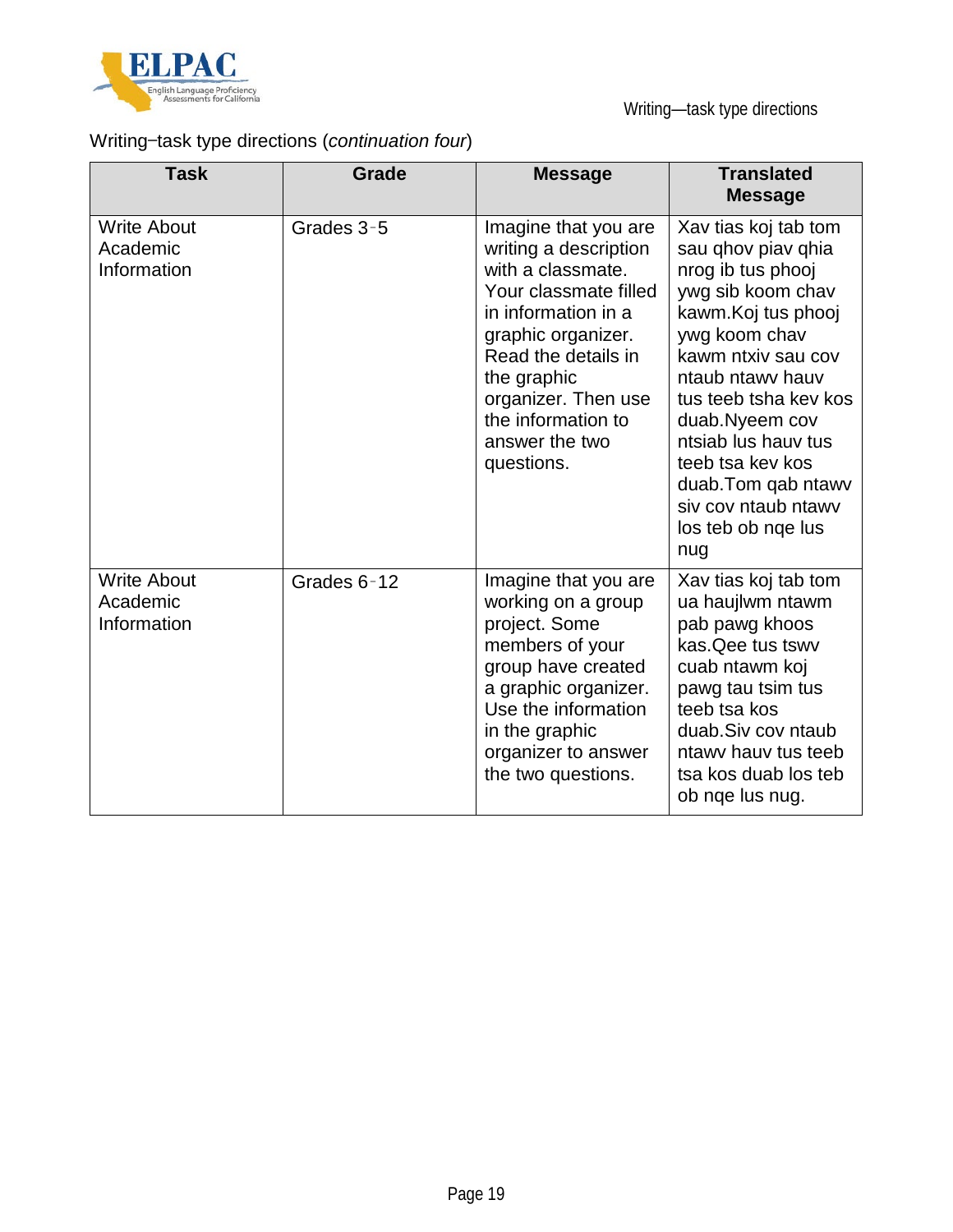Writing–task type directions (*continuation four*)

| Task | Grade | Message | Translated Message |
|---|---|---|---|
| Write About Academic Information | Grades 3‐5 | Imagine that you are writing a description with a classmate. Your classmate filled in information in a graphic organizer. Read the details in the graphic organizer. Then use the information to answer the two questions. | Xav tias koj tab tom sau qhov piav qhia nrog ib tus phooj ywg sib koom chav kawm.Koj tus phooj ywg koom chav kawm ntxiv sau cov ntaub ntawv hauv tus teeb tsha kev kos duab.Nyeem cov ntsiab lus hauv tus teeb tsa kev kos duab.Tom qab ntawv siv cov ntaub ntawv los teb ob nqe lus nug |
| Write About Academic Information | Grades 6‐12 | Imagine that you are working on a group project. Some members of your group have created a graphic organizer. Use the information in the graphic organizer to answer the two questions. | Xav tias koj tab tom ua haujlwm ntawm pab pawg khoos kas.Qee tus tswv cuab ntawm koj pawg tau tsim tus teeb tsa kos duab.Siv cov ntaub ntawv hauv tus teeb tsa kos duab los teb ob nqe lus nug. |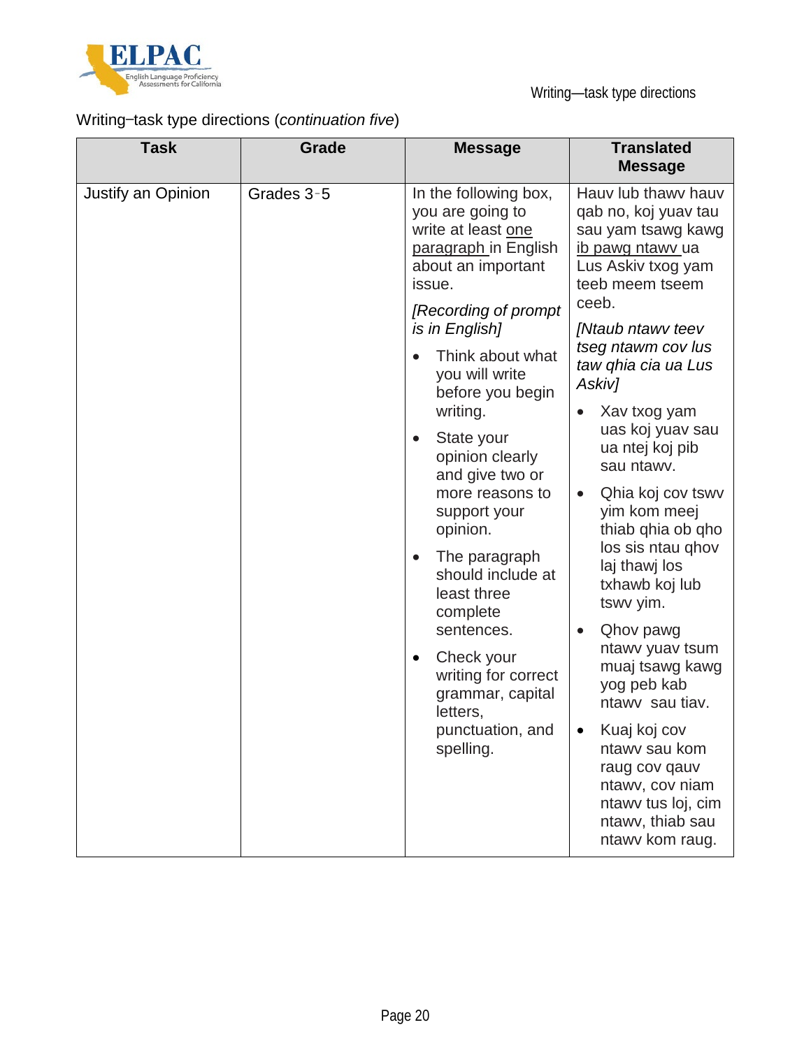Writing–task type directions (*continuation five*)

| Task | Grade | Message | Translated Message |
|---|---|---|---|
| Justify an Opinion | Grades 3–5 | In the following box, you are going to write at least one paragraph in English about an important issue.<br><br>*[Recording of prompt is in English]*<br><br>• Think about what you will write before you begin writing.<br>• State your opinion clearly and give two or more reasons to support your opinion.<br>• The paragraph should include at least three complete sentences.<br>• Check your writing for correct grammar, capital letters, punctuation, and spelling. | Hauv lub thawv hauv qab no, koj yuav tau sau yam tsawg kawg ib pawg ntawv ua Lus Askiv txog yam teeb meem tseem ceeb.<br><br>*[Ntaub ntawv teev tseg ntawm cov lus taw qhia cia ua Lus Askiv]*<br><br>• Xav txog yam uas koj yuav sau ua ntej koj pib sau ntawv.<br>• Qhia koj cov tswv yim kom meej thiab qhia ob qho los sis ntau qhov laj thawj los txhawb koj lub tswv yim.<br>• Qhov pawg ntawv yuav tsum muaj tsawg kawg yog peb kab ntawv sau tiav.<br>• Kuaj koj cov ntawv sau kom raug cov qauv ntawv, cov niam ntawv tus loj, cim ntawv, thiab sau ntawv kom raug. |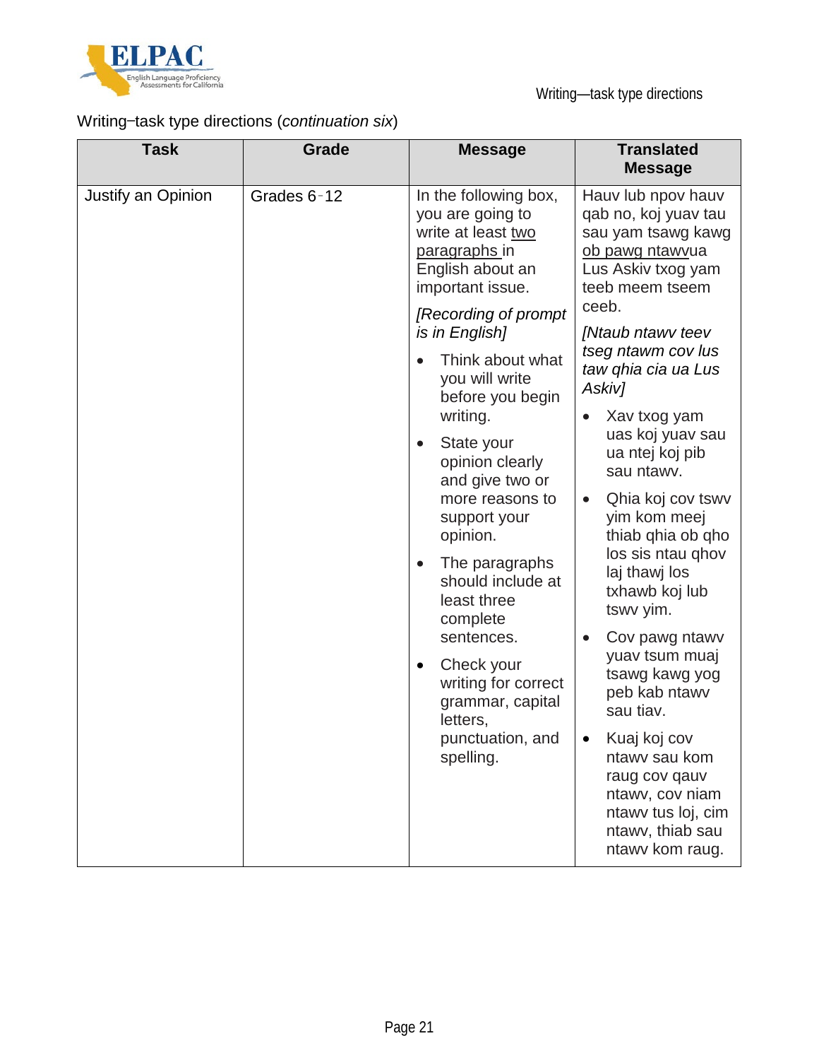Writing–task type directions (*continuation six*)

| Task | Grade | Message | Translated Message |
|---|---|---|---|
| Justify an Opinion | Grades 6–12 | In the following box, you are going to write at least <u>two paragraphs</u> in English about an important issue.<br>*[Recording of prompt is in English]*<br>• Think about what you will write before you begin writing.<br>• State your opinion clearly and give two or more reasons to support your opinion.<br>• The paragraphs should include at least three complete sentences.<br>• Check your writing for correct grammar, capital letters, punctuation, and spelling. | Hauv lub npov hauv qab no, koj yuav tau sau yam tsawg kawg <u>ob pawg ntawv</u>ua Lus Askiv txog yam teeb meem tseem ceeb.<br>*[Ntaub ntawv teev tseg ntawm cov lus taw qhia cia ua Lus Askiv]*<br>• Xav txog yam uas koj yuav sau ua ntej koj pib sau ntawv.<br>• Qhia koj cov tswv yim kom meej thiab qhia ob qho los sis ntau qhov laj thawj los txhawb koj lub tswv yim.<br>• Cov pawg ntawv yuav tsum muaj tsawg kawg yog peb kab ntawv sau tiav.<br>• Kuaj koj cov ntawv sau kom raug cov qauv ntawv, cov niam ntawv tus loj, cim ntawv, thiab sau ntawv kom raug. |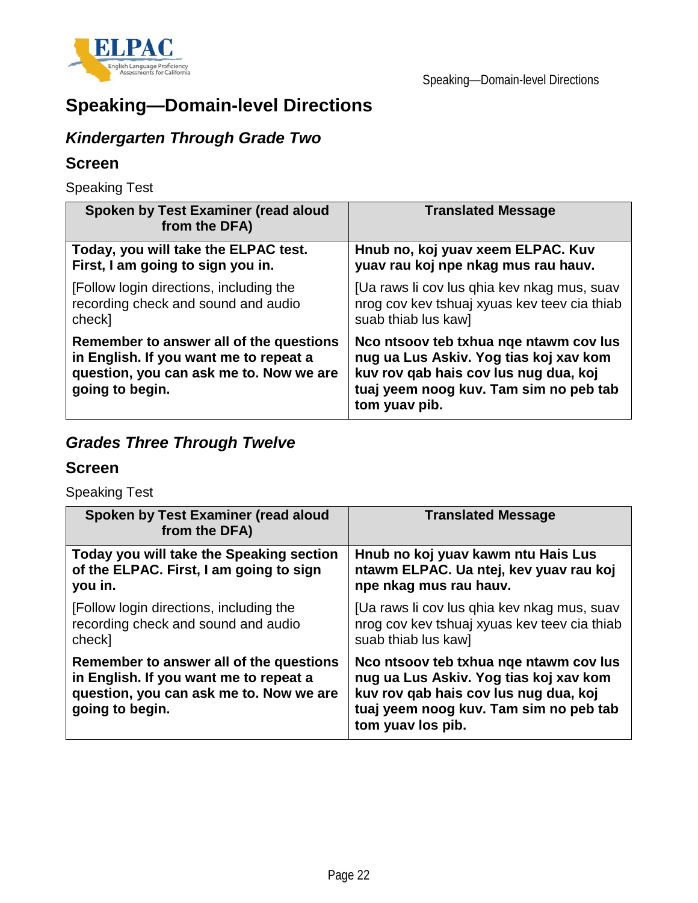# Speaking—Domain-level Directions

## *Kindergarten Through Grade Two*

### Screen

Speaking Test

| Spoken by Test Examiner (read aloud from the DFA) | Translated Message |
|---|---|
| **Today, you will take the ELPAC test. First, I am going to sign you in.** | **Hnub no, koj yuav xeem ELPAC. Kuv yuav rau koj npe nkag mus rau hauv.** |
| [Follow login directions, including the recording check and sound and audio check] | [Ua raws li cov lus qhia kev nkag mus, suav nrog cov kev tshuaj xyuas kev teev cia thiab suab thiab lus kaw] |
| **Remember to answer all of the questions in English. If you want me to repeat a question, you can ask me to. Now we are going to begin.** | **Nco ntsoov teb txhua nqe ntawm cov lus nug ua Lus Askiv. Yog tias koj xav kom kuv rov qab hais cov lus nug dua, koj tuaj yeem noog kuv. Tam sim no peb tab tom yuav pib.** |

## *Grades Three Through Twelve*

### Screen

Speaking Test

| Spoken by Test Examiner (read aloud from the DFA) | Translated Message |
|---|---|
| **Today you will take the Speaking section of the ELPAC. First, I am going to sign you in.** | **Hnub no koj yuav kawm ntu Hais Lus ntawm ELPAC. Ua ntej, kev yuav rau koj npe nkag mus rau hauv.** |
| [Follow login directions, including the recording check and sound and audio check] | [Ua raws li cov lus qhia kev nkag mus, suav nrog cov kev tshuaj xyuas kev teev cia thiab suab thiab lus kaw] |
| **Remember to answer all of the questions in English. If you want me to repeat a question, you can ask me to. Now we are going to begin.** | **Nco ntsoov teb txhua nqe ntawm cov lus nug ua Lus Askiv. Yog tias koj xav kom kuv rov qab hais cov lus nug dua, koj tuaj yeem noog kuv. Tam sim no peb tab tom yuav los pib.** |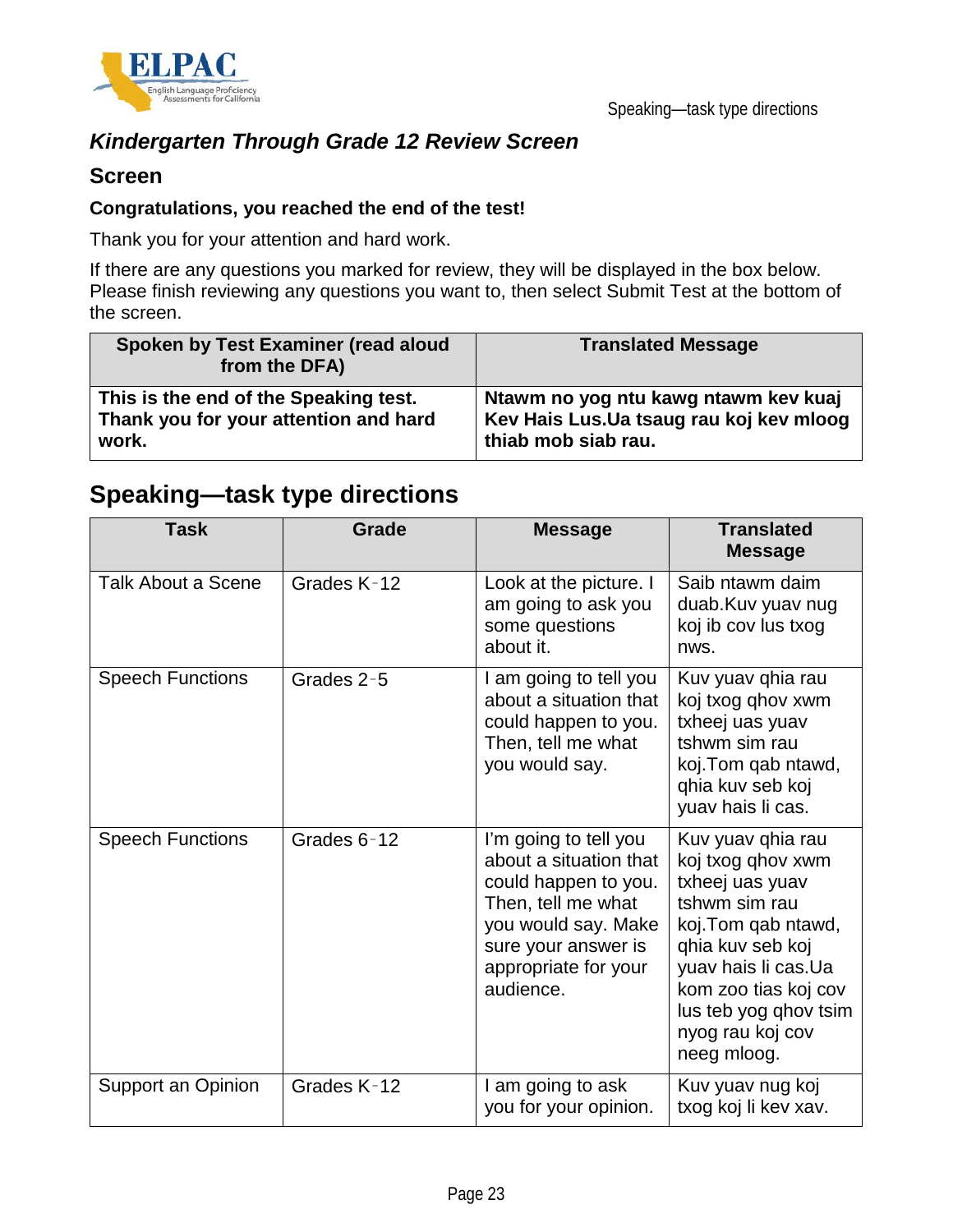### *Kindergarten Through Grade 12 Review Screen*

### Screen

**Congratulations, you reached the end of the test!**

Thank you for your attention and hard work.

If there are any questions you marked for review, they will be displayed in the box below. Please finish reviewing any questions you want to, then select Submit Test at the bottom of the screen.

| Spoken by Test Examiner (read aloud from the DFA) | Translated Message |
|---|---|
| **This is the end of the Speaking test. Thank you for your attention and hard work.** | **Ntawm no yog ntu kawg ntawm kev kuaj Kev Hais Lus.Ua tsaug rau koj kev mloog thiab mob siab rau.** |

## Speaking—task type directions

| Task | Grade | Message | Translated Message |
|---|---|---|---|
| Talk About a Scene | Grades K-12 | Look at the picture. I am going to ask you some questions about it. | Saib ntawm daim duab.Kuv yuav nug koj ib cov lus txog nws. |
| Speech Functions | Grades 2-5 | I am going to tell you about a situation that could happen to you. Then, tell me what you would say. | Kuv yuav qhia rau koj txog qhov xwm txheej uas yuav tshwm sim rau koj.Tom qab ntawd, qhia kuv seb koj yuav hais li cas. |
| Speech Functions | Grades 6-12 | I'm going to tell you about a situation that could happen to you. Then, tell me what you would say. Make sure your answer is appropriate for your audience. | Kuv yuav qhia rau koj txog qhov xwm txheej uas yuav tshwm sim rau koj.Tom qab ntawd, qhia kuv seb koj yuav hais li cas.Ua kom zoo tias koj cov lus teb yog qhov tsim nyog rau koj cov neeg mloog. |
| Support an Opinion | Grades K-12 | I am going to ask you for your opinion. | Kuv yuav nug koj txog koj li kev xav. |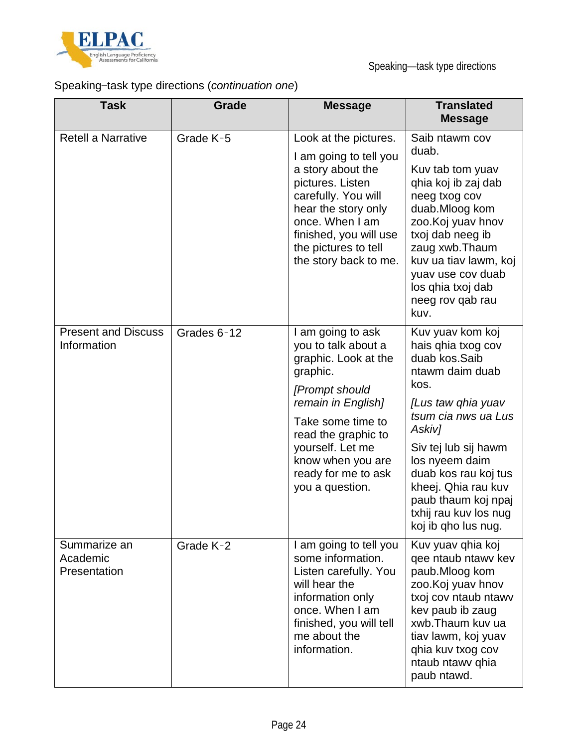Speaking–task type directions (*continuation one*)

| Task | Grade | Message | Translated Message |
|---|---|---|---|
| Retell a Narrative | Grade K–5 | Look at the pictures.<br><br>I am going to tell you a story about the pictures. Listen carefully. You will hear the story only once. When I am finished, you will use the pictures to tell the story back to me. | Saib ntawm cov duab.<br><br>Kuv tab tom yuav qhia koj ib zaj dab neeg txog cov duab.Mloog kom zoo.Koj yuav hnov txoj dab neeg ib zaug xwb.Thaum kuv ua tiav lawm, koj yuav use cov duab los qhia txoj dab neeg rov qab rau kuv. |
| Present and Discuss Information | Grades 6–12 | I am going to ask you to talk about a graphic. Look at the graphic.<br><br>*[Prompt should remain in English]*<br><br>Take some time to read the graphic to yourself. Let me know when you are ready for me to ask you a question. | Kuv yuav kom koj hais qhia txog cov duab kos.Saib ntawm daim duab kos.<br><br>*[Lus taw qhia yuav tsum cia nws ua Lus Askiv]*<br><br>Siv tej lub sij hawm los nyeem daim duab kos rau koj tus kheej. Qhia rau kuv paub thaum koj npaj txhij rau kuv los nug koj ib qho lus nug. |
| Summarize an Academic Presentation | Grade K–2 | I am going to tell you some information. Listen carefully. You will hear the information only once. When I am finished, you will tell me about the information. | Kuv yuav qhia koj qee ntaub ntawv kev paub.Mloog kom zoo.Koj yuav hnov txoj cov ntaub ntawv kev paub ib zaug xwb.Thaum kuv ua tiav lawm, koj yuav qhia kuv txog cov ntaub ntawv qhia paub ntawd. |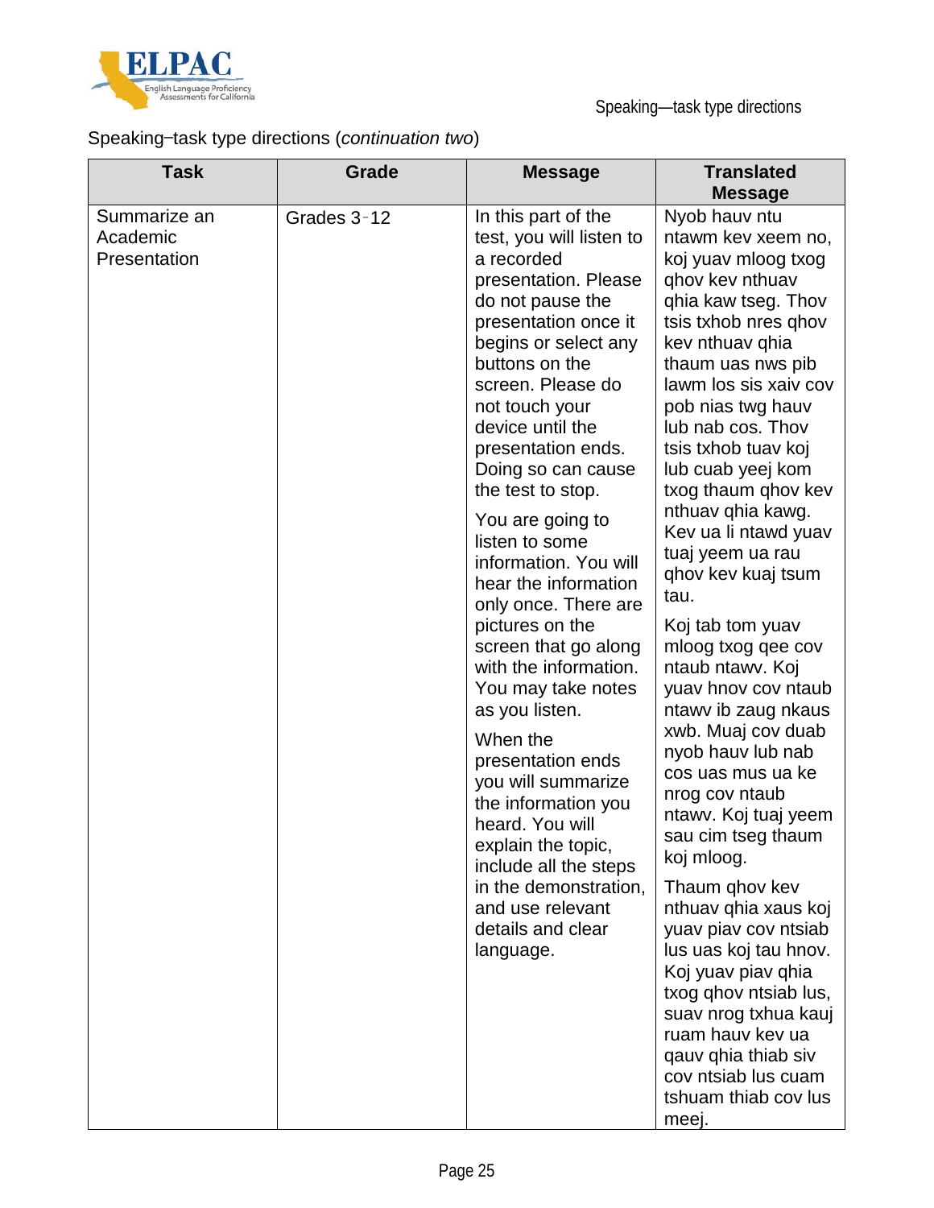Speaking–task type directions (*continuation two*)

| Task | Grade | Message | Translated Message |
| --- | --- | --- | --- |
| Summarize an Academic Presentation | Grades 3–12 | In this part of the test, you will listen to a recorded presentation. Please do not pause the presentation once it begins or select any buttons on the screen. Please do not touch your device until the presentation ends. Doing so can cause the test to stop.<br><br>You are going to listen to some information. You will hear the information only once. There are pictures on the screen that go along with the information. You may take notes as you listen.<br><br>When the presentation ends you will summarize the information you heard. You will explain the topic, include all the steps in the demonstration, and use relevant details and clear language. | Nyob hauv ntu ntawm kev xeem no, koj yuav mloog txog qhov kev nthuav qhia kaw tseg. Thov tsis txhob nres qhov kev nthuav qhia thaum uas nws pib lawm los sis xaiv cov pob nias twg hauv lub nab cos. Thov tsis txhob tuav koj lub cuab yeej kom txog thaum qhov kev nthuav qhia kawg. Kev ua li ntawd yuav tuaj yeem ua rau qhov kev kuaj tsum tau.<br><br>Koj tab tom yuav mloog txog qee cov ntaub ntawv. Koj yuav hnov cov ntaub ntawv ib zaug nkaus xwb. Muaj cov duab nyob hauv lub nab cos uas mus ua ke nrog cov ntaub ntawv. Koj tuaj yeem sau cim tseg thaum koj mloog.<br><br>Thaum qhov kev nthuav qhia xaus koj yuav piav cov ntsiab lus uas koj tau hnov. Koj yuav piav qhia txog qhov ntsiab lus, suav nrog txhua kauj ruam hauv kev ua qauv qhia thiab siv cov ntsiab lus cuam tshuam thiab cov lus meej. |